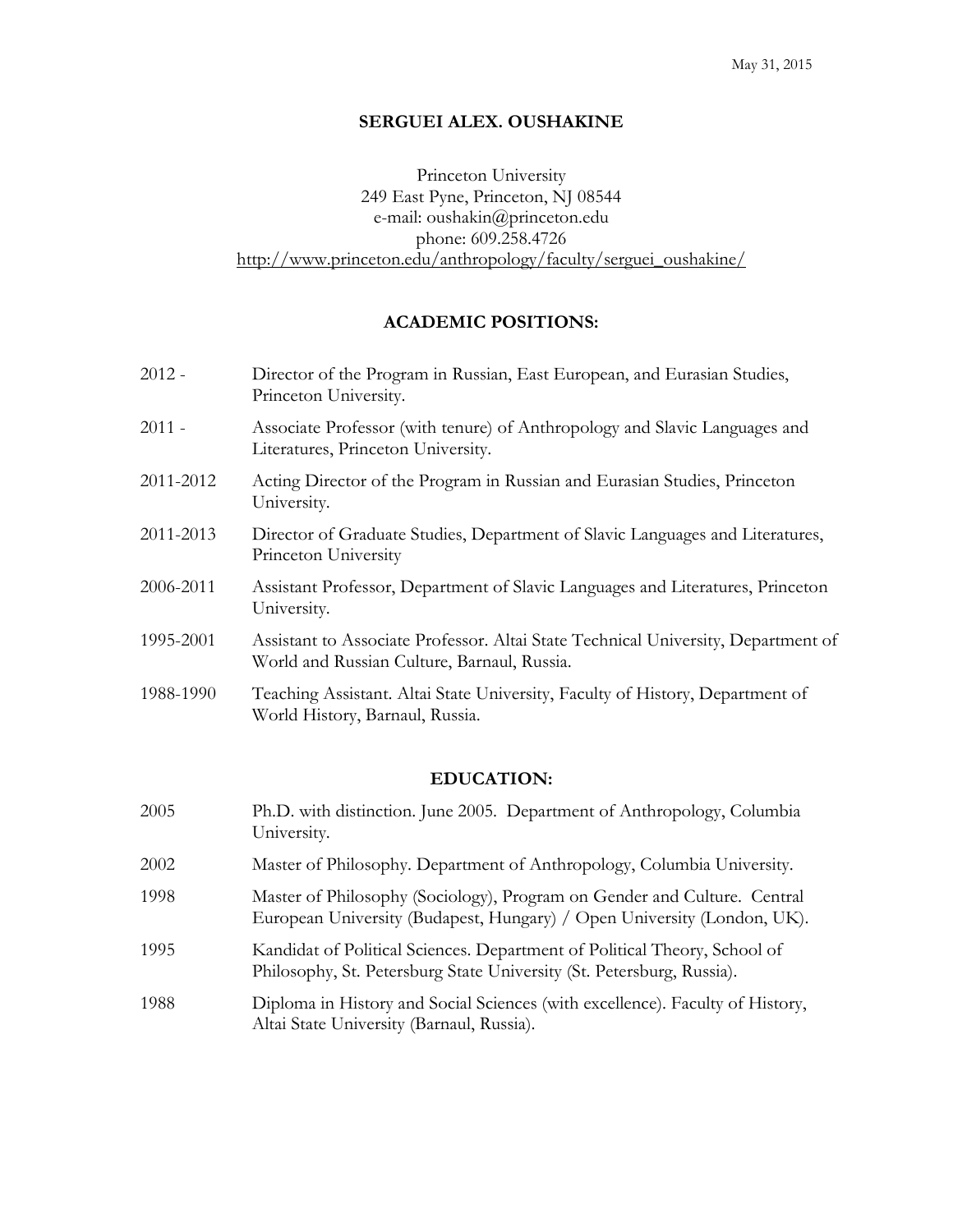May 31, 2015

# SERGUEI ALEX. OUSHAKINE

Princeton University
249 East Pyne, Princeton, NJ 08544
e-mail: oushakin@princeton.edu
phone: 609.258.4726
http://www.princeton.edu/anthropology/faculty/serguei_oushakine/

## ACADEMIC POSITIONS:

| | |
|---|---|
| 2012 - | Director of the Program in Russian, East European, and Eurasian Studies, Princeton University. |
| 2011 - | Associate Professor (with tenure) of Anthropology and Slavic Languages and Literatures, Princeton University. |
| 2011-2012 | Acting Director of the Program in Russian and Eurasian Studies, Princeton University. |
| 2011-2013 | Director of Graduate Studies, Department of Slavic Languages and Literatures, Princeton University |
| 2006-2011 | Assistant Professor, Department of Slavic Languages and Literatures, Princeton University. |
| 1995-2001 | Assistant to Associate Professor. Altai State Technical University, Department of World and Russian Culture, Barnaul, Russia. |
| 1988-1990 | Teaching Assistant. Altai State University, Faculty of History, Department of World History, Barnaul, Russia. |

## EDUCATION:

| | |
|---|---|
| 2005 | Ph.D. with distinction. June 2005. Department of Anthropology, Columbia University. |
| 2002 | Master of Philosophy. Department of Anthropology, Columbia University. |
| 1998 | Master of Philosophy (Sociology), Program on Gender and Culture. Central European University (Budapest, Hungary) / Open University (London, UK). |
| 1995 | Kandidat of Political Sciences. Department of Political Theory, School of Philosophy, St. Petersburg State University (St. Petersburg, Russia). |
| 1988 | Diploma in History and Social Sciences (with excellence). Faculty of History, Altai State University (Barnaul, Russia). |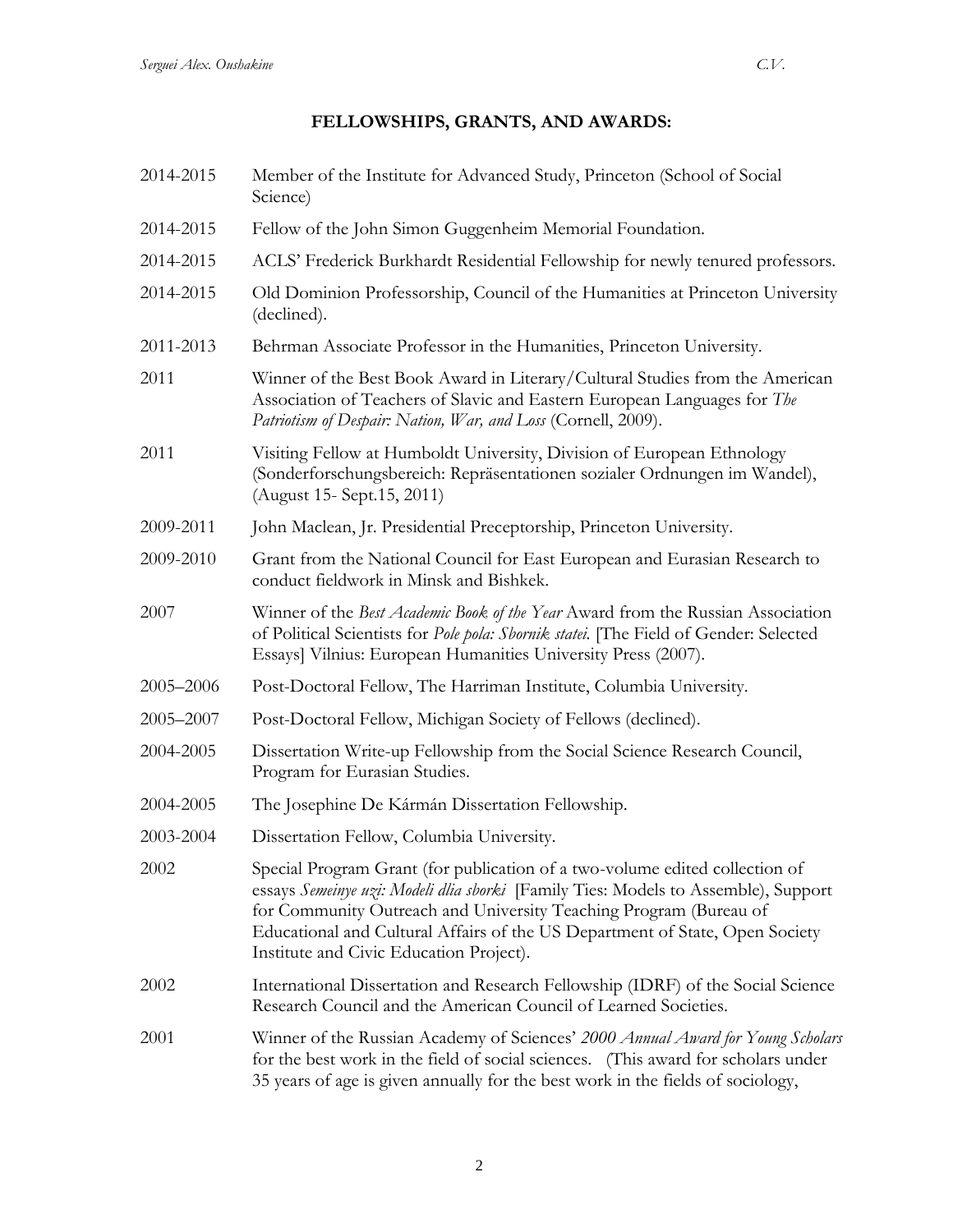## FELLOWSHIPS, GRANTS, AND AWARDS:

2014-2015 Member of the Institute for Advanced Study, Princeton (School of Social Science)

2014-2015 Fellow of the John Simon Guggenheim Memorial Foundation.

2014-2015 ACLS' Frederick Burkhardt Residential Fellowship for newly tenured professors.

2014-2015 Old Dominion Professorship, Council of the Humanities at Princeton University (declined).

2011-2013 Behrman Associate Professor in the Humanities, Princeton University.

2011 Winner of the Best Book Award in Literary/Cultural Studies from the American Association of Teachers of Slavic and Eastern European Languages for *The Patriotism of Despair: Nation, War, and Loss* (Cornell, 2009).

2011 Visiting Fellow at Humboldt University, Division of European Ethnology (Sonderforschungsbereich: Repräsentationen sozialer Ordnungen im Wandel), (August 15- Sept.15, 2011)

2009-2011 John Maclean, Jr. Presidential Preceptorship, Princeton University.

2009-2010 Grant from the National Council for East European and Eurasian Research to conduct fieldwork in Minsk and Bishkek.

2007 Winner of the *Best Academic Book of the Year* Award from the Russian Association of Political Scientists for *Pole pola: Sbornik statei.* [The Field of Gender: Selected Essays] Vilnius: European Humanities University Press (2007).

2005–2006 Post-Doctoral Fellow, The Harriman Institute, Columbia University.

2005–2007 Post-Doctoral Fellow, Michigan Society of Fellows (declined).

2004-2005 Dissertation Write-up Fellowship from the Social Science Research Council, Program for Eurasian Studies.

2004-2005 The Josephine De Kármán Dissertation Fellowship.

2003-2004 Dissertation Fellow, Columbia University.

2002 Special Program Grant (for publication of a two-volume edited collection of essays *Semeinye uzi: Modeli dlia sborki* [Family Ties: Models to Assemble), Support for Community Outreach and University Teaching Program (Bureau of Educational and Cultural Affairs of the US Department of State, Open Society Institute and Civic Education Project).

2002 International Dissertation and Research Fellowship (IDRF) of the Social Science Research Council and the American Council of Learned Societies.

2001 Winner of the Russian Academy of Sciences' *2000 Annual Award for Young Scholars* for the best work in the field of social sciences. (This award for scholars under 35 years of age is given annually for the best work in the fields of sociology,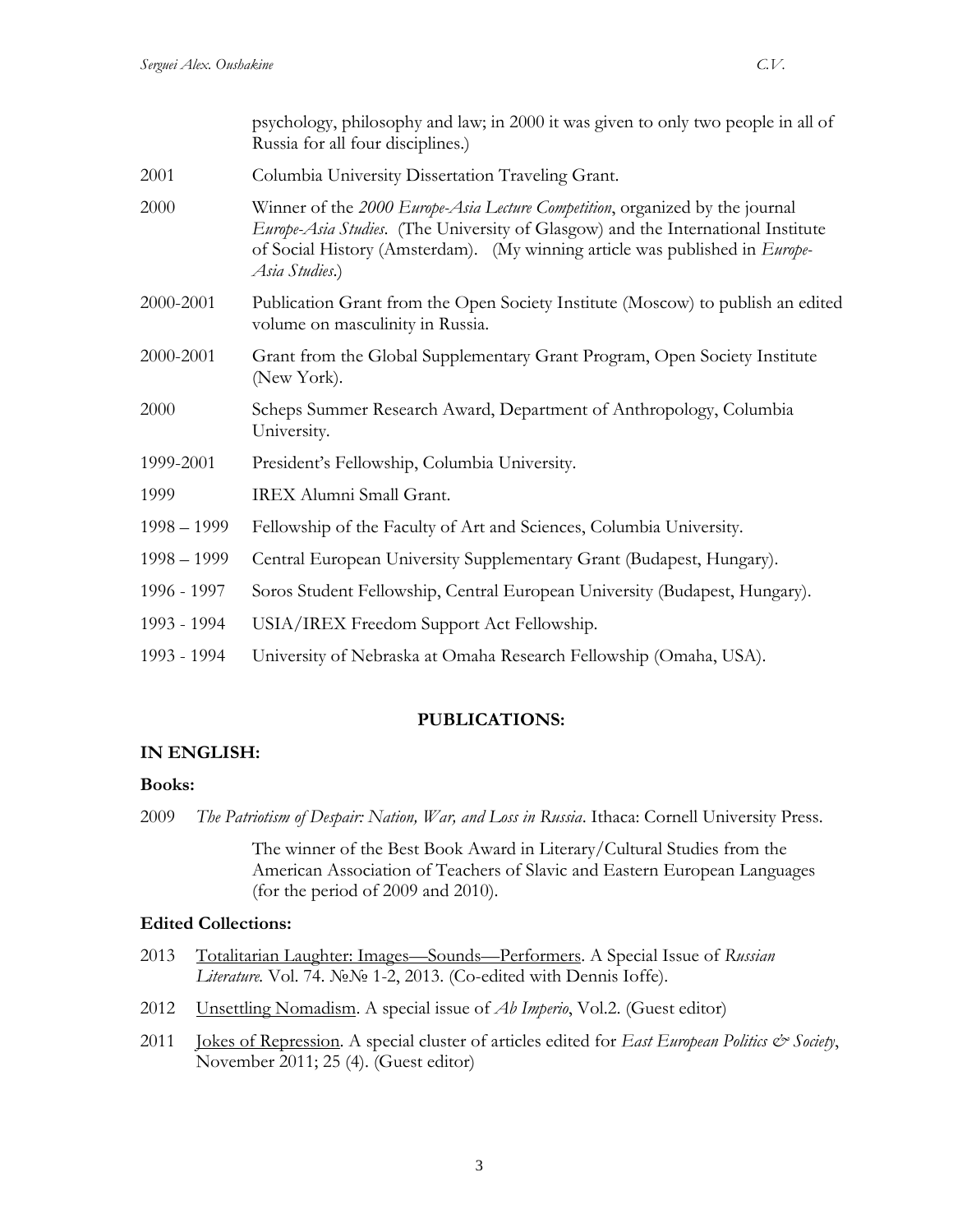psychology, philosophy and law; in 2000 it was given to only two people in all of Russia for all four disciplines.)

2001 Columbia University Dissertation Traveling Grant.

2000 Winner of the *2000 Europe-Asia Lecture Competition*, organized by the journal *Europe-Asia Studies*. (The University of Glasgow) and the International Institute of Social History (Amsterdam). (My winning article was published in *Europe-Asia Studies*.)

2000-2001 Publication Grant from the Open Society Institute (Moscow) to publish an edited volume on masculinity in Russia.

2000-2001 Grant from the Global Supplementary Grant Program, Open Society Institute (New York).

2000 Scheps Summer Research Award, Department of Anthropology, Columbia University.

1999-2001 President's Fellowship, Columbia University.

1999 IREX Alumni Small Grant.

1998 – 1999 Fellowship of the Faculty of Art and Sciences, Columbia University.

1998 – 1999 Central European University Supplementary Grant (Budapest, Hungary).

1996 - 1997 Soros Student Fellowship, Central European University (Budapest, Hungary).

1993 - 1994 USIA/IREX Freedom Support Act Fellowship.

1993 - 1994 University of Nebraska at Omaha Research Fellowship (Omaha, USA).

## PUBLICATIONS:

### IN ENGLISH:

#### Books:

2009 *The Patriotism of Despair: Nation, War, and Loss in Russia*. Ithaca: Cornell University Press.

The winner of the Best Book Award in Literary/Cultural Studies from the American Association of Teachers of Slavic and Eastern European Languages (for the period of 2009 and 2010).

#### Edited Collections:

2013 Totalitarian Laughter: Images—Sounds—Performers. A Special Issue of *Russian Literature*. Vol. 74. №№ 1-2, 2013. (Co-edited with Dennis Ioffe).

2012 Unsettling Nomadism. A special issue of *Ab Imperio*, Vol.2. (Guest editor)

2011 Jokes of Repression. A special cluster of articles edited for *East European Politics & Society*, November 2011; 25 (4). (Guest editor)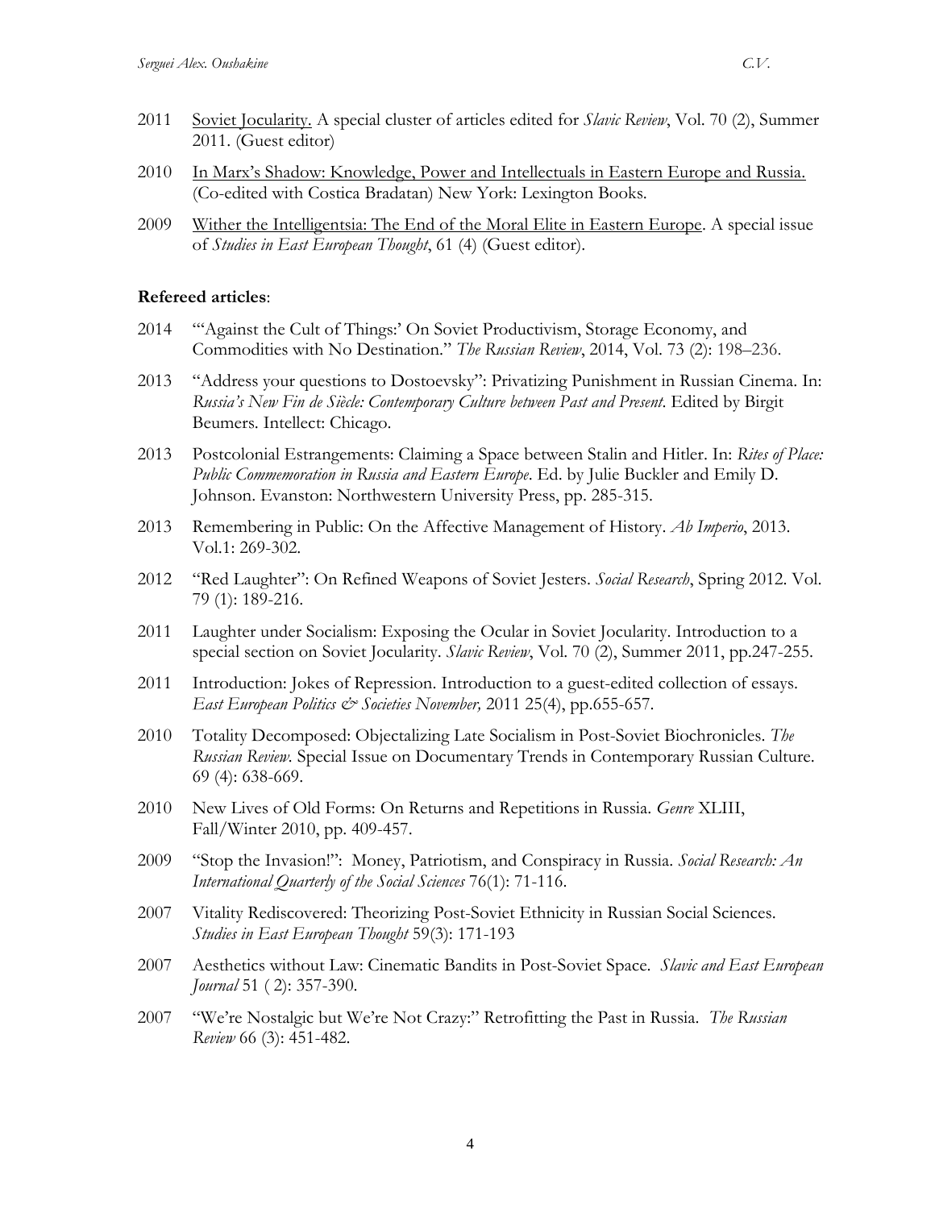2011 Soviet Jocularity. A special cluster of articles edited for *Slavic Review*, Vol. 70 (2), Summer 2011. (Guest editor)

2010 In Marx's Shadow: Knowledge, Power and Intellectuals in Eastern Europe and Russia. (Co-edited with Costica Bradatan) New York: Lexington Books.

2009 Wither the Intelligentsia: The End of the Moral Elite in Eastern Europe. A special issue of *Studies in East European Thought*, 61 (4) (Guest editor).

**Refereed articles**:

2014 "'Against the Cult of Things:' On Soviet Productivism, Storage Economy, and Commodities with No Destination." *The Russian Review*, 2014, Vol. 73 (2): 198–236.

2013 "Address your questions to Dostoevsky": Privatizing Punishment in Russian Cinema. In: *Russia's New Fin de Siècle: Contemporary Culture between Past and Present*. Edited by Birgit Beumers. Intellect: Chicago.

2013 Postcolonial Estrangements: Claiming a Space between Stalin and Hitler. In: *Rites of Place: Public Commemoration in Russia and Eastern Europe*. Ed. by Julie Buckler and Emily D. Johnson. Evanston: Northwestern University Press, pp. 285-315.

2013 Remembering in Public: On the Affective Management of History. *Ab Imperio*, 2013. Vol.1: 269-302.

2012 "Red Laughter": On Refined Weapons of Soviet Jesters. *Social Research*, Spring 2012. Vol. 79 (1): 189-216.

2011 Laughter under Socialism: Exposing the Ocular in Soviet Jocularity. Introduction to a special section on Soviet Jocularity. *Slavic Review*, Vol. 70 (2), Summer 2011, pp.247-255.

2011 Introduction: Jokes of Repression. Introduction to a guest-edited collection of essays. *East European Politics & Societies November,* 2011 25(4), pp.655-657.

2010 Totality Decomposed: Objectalizing Late Socialism in Post-Soviet Biochronicles. *The Russian Review*. Special Issue on Documentary Trends in Contemporary Russian Culture. 69 (4): 638-669.

2010 New Lives of Old Forms: On Returns and Repetitions in Russia. *Genre* XLIII, Fall/Winter 2010, pp. 409-457.

2009 "Stop the Invasion!": Money, Patriotism, and Conspiracy in Russia. *Social Research: An International Quarterly of the Social Sciences* 76(1): 71-116.

2007 Vitality Rediscovered: Theorizing Post-Soviet Ethnicity in Russian Social Sciences. *Studies in East European Thought* 59(3): 171-193

2007 Aesthetics without Law: Cinematic Bandits in Post-Soviet Space. *Slavic and East European Journal* 51 ( 2): 357-390.

2007 "We're Nostalgic but We're Not Crazy:" Retrofitting the Past in Russia. *The Russian Review* 66 (3): 451-482.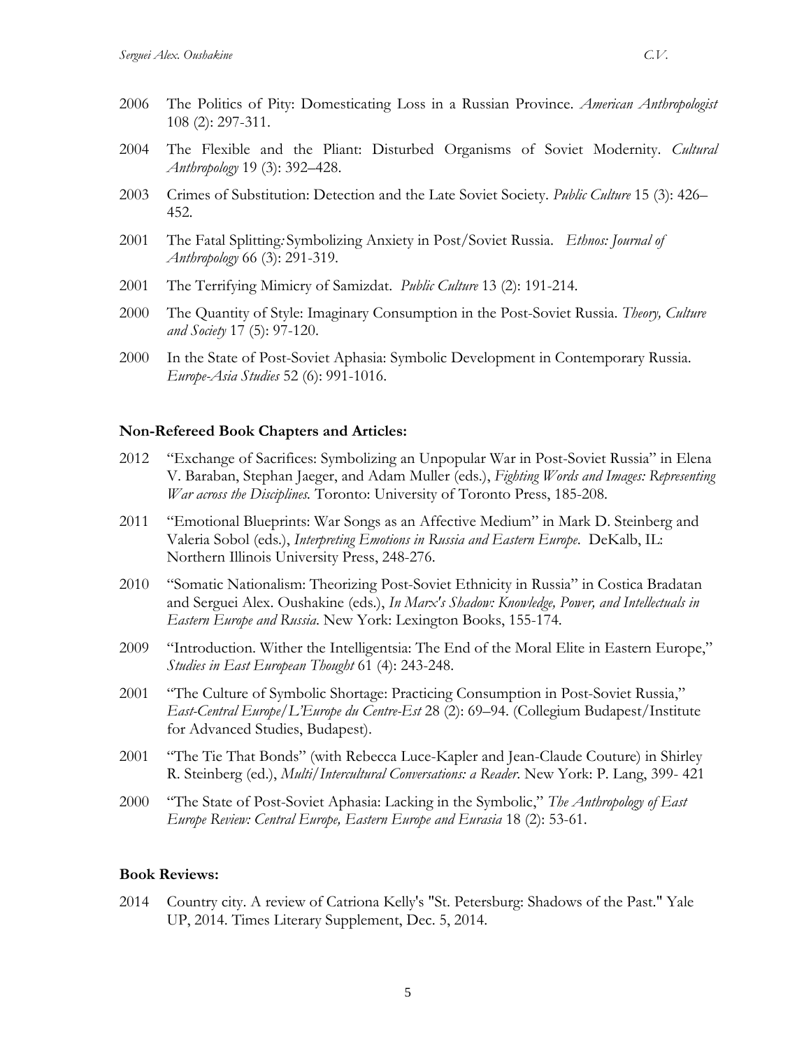2006 The Politics of Pity: Domesticating Loss in a Russian Province. *American Anthropologist* 108 (2): 297-311.

2004 The Flexible and the Pliant: Disturbed Organisms of Soviet Modernity. *Cultural Anthropology* 19 (3): 392–428.

2003 Crimes of Substitution: Detection and the Late Soviet Society. *Public Culture* 15 (3): 426–452.

2001 The Fatal Splitting: Symbolizing Anxiety in Post/Soviet Russia. *Ethnos: Journal of Anthropology* 66 (3): 291-319.

2001 The Terrifying Mimicry of Samizdat. *Public Culture* 13 (2): 191-214.

2000 The Quantity of Style: Imaginary Consumption in the Post-Soviet Russia. *Theory, Culture and Society* 17 (5): 97-120.

2000 In the State of Post-Soviet Aphasia: Symbolic Development in Contemporary Russia. *Europe-Asia Studies* 52 (6): 991-1016.

### Non-Refereed Book Chapters and Articles:

2012 "Exchange of Sacrifices: Symbolizing an Unpopular War in Post-Soviet Russia" in Elena V. Baraban, Stephan Jaeger, and Adam Muller (eds.), *Fighting Words and Images: Representing War across the Disciplines.* Toronto: University of Toronto Press, 185-208.

2011 "Emotional Blueprints: War Songs as an Affective Medium" in Mark D. Steinberg and Valeria Sobol (eds.), *Interpreting Emotions in Russia and Eastern Europe*. DeKalb, IL: Northern Illinois University Press, 248-276.

2010 "Somatic Nationalism: Theorizing Post-Soviet Ethnicity in Russia" in Costica Bradatan and Serguei Alex. Oushakine (eds.), *In Marx's Shadow: Knowledge, Power, and Intellectuals in Eastern Europe and Russia*. New York: Lexington Books, 155-174.

2009 "Introduction. Wither the Intelligentsia: The End of the Moral Elite in Eastern Europe," *Studies in East European Thought* 61 (4): 243-248.

2001 "The Culture of Symbolic Shortage: Practicing Consumption in Post-Soviet Russia," *East-Central Europe/L'Europe du Centre-Est* 28 (2): 69–94. (Collegium Budapest/Institute for Advanced Studies, Budapest).

2001 "The Tie That Bonds" (with Rebecca Luce-Kapler and Jean-Claude Couture) in Shirley R. Steinberg (ed.), *Multi/Intercultural Conversations: a Reader*. New York: P. Lang, 399- 421

2000 "The State of Post-Soviet Aphasia: Lacking in the Symbolic," *The Anthropology of East Europe Review: Central Europe, Eastern Europe and Eurasia* 18 (2): 53-61.

### Book Reviews:

2014 Country city. A review of Catriona Kelly's "St. Petersburg: Shadows of the Past." Yale UP, 2014. Times Literary Supplement, Dec. 5, 2014.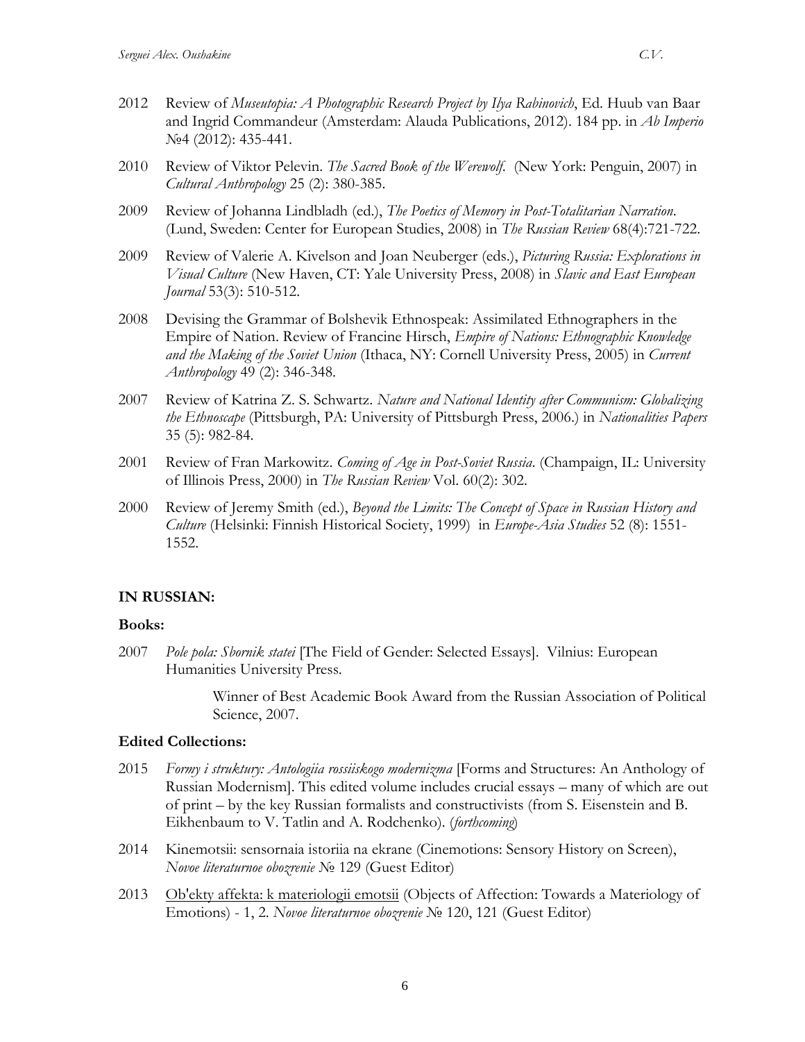2012 Review of *Museutopia: A Photographic Research Project by Ilya Rabinovich*, Ed. Huub van Baar and Ingrid Commandeur (Amsterdam: Alauda Publications, 2012). 184 pp. in *Ab Imperio* №4 (2012): 435-441.

2010 Review of Viktor Pelevin. *The Sacred Book of the Werewolf.* (New York: Penguin, 2007) in *Cultural Anthropology* 25 (2): 380-385.

2009 Review of Johanna Lindbladh (ed.), *The Poetics of Memory in Post-Totalitarian Narration*. (Lund, Sweden: Center for European Studies, 2008) in *The Russian Review* 68(4):721-722.

2009 Review of Valerie A. Kivelson and Joan Neuberger (eds.), *Picturing Russia: Explorations in Visual Culture* (New Haven, CT: Yale University Press, 2008) in *Slavic and East European Journal* 53(3): 510-512.

2008 Devising the Grammar of Bolshevik Ethnospeak: Assimilated Ethnographers in the Empire of Nation. Review of Francine Hirsch, *Empire of Nations: Ethnographic Knowledge and the Making of the Soviet Union* (Ithaca, NY: Cornell University Press, 2005) in *Current Anthropology* 49 (2): 346-348.

2007 Review of Katrina Z. S. Schwartz. *Nature and National Identity after Communism: Globalizing the Ethnoscape* (Pittsburgh, PA: University of Pittsburgh Press, 2006.) in *Nationalities Papers* 35 (5): 982-84.

2001 Review of Fran Markowitz. *Coming of Age in Post-Soviet Russia.* (Champaign, IL: University of Illinois Press, 2000) in *The Russian Review* Vol. 60(2): 302.

2000 Review of Jeremy Smith (ed.), *Beyond the Limits: The Concept of Space in Russian History and Culture* (Helsinki: Finnish Historical Society, 1999) in *Europe-Asia Studies* 52 (8): 1551-1552.

## IN RUSSIAN:

### Books:

2007 *Pole pola: Sbornik statei* [The Field of Gender: Selected Essays]. Vilnius: European Humanities University Press.

Winner of Best Academic Book Award from the Russian Association of Political Science, 2007.

### Edited Collections:

2015 *Formy i struktury: Antologiia rossiiskogo modernizma* [Forms and Structures: An Anthology of Russian Modernism]. This edited volume includes crucial essays – many of which are out of print – by the key Russian formalists and constructivists (from S. Eisenstein and B. Eikhenbaum to V. Tatlin and A. Rodchenko). (*forthcoming*)

2014 Kinemotsii: sensornaia istoriia na ekrane (Cinemotions: Sensory History on Screen), *Novoe literaturnoe obozrenie* № 129 (Guest Editor)

2013 Ob'ekty affekta: k materiologii emotsii (Objects of Affection: Towards a Materiology of Emotions) - 1, 2. *Novoe literaturnoe obozrenie* № 120, 121 (Guest Editor)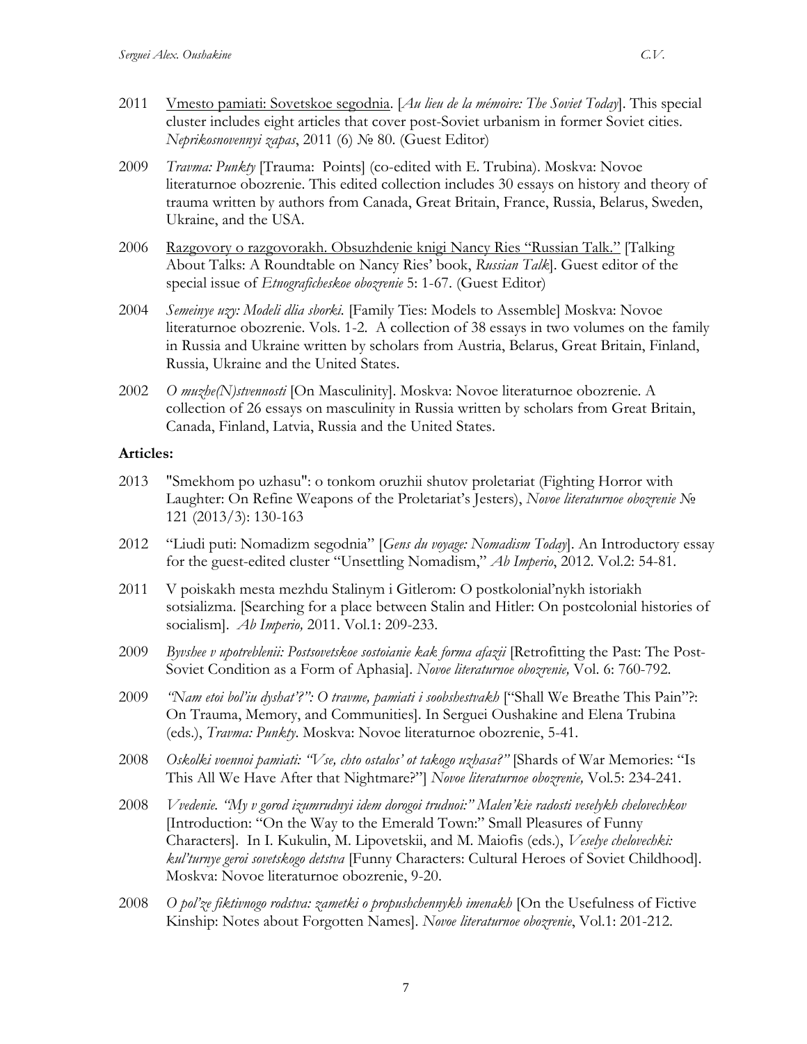2011 Vmesto pamiati: Sovetskoe segodnia. [*Au lieu de la mémoire: The Soviet Today*]. This special cluster includes eight articles that cover post-Soviet urbanism in former Soviet cities. *Neprikosnovennyi zapas*, 2011 (6) № 80. (Guest Editor)

2009 *Travma: Punkty* [Trauma: Points] (co-edited with E. Trubina). Moskva: Novoe literaturnoe obozrenie. This edited collection includes 30 essays on history and theory of trauma written by authors from Canada, Great Britain, France, Russia, Belarus, Sweden, Ukraine, and the USA.

2006 Razgovory o razgovorakh. Obsuzhdenie knigi Nancy Ries "Russian Talk." [Talking About Talks: A Roundtable on Nancy Ries' book, *Russian Talk*]. Guest editor of the special issue of *Etnograficheskoe obozrenie* 5: 1-67. (Guest Editor)

2004 *Semeinye uzy: Modeli dlia sborki.* [Family Ties: Models to Assemble] Moskva: Novoe literaturnoe obozrenie. Vols. 1-2. A collection of 38 essays in two volumes on the family in Russia and Ukraine written by scholars from Austria, Belarus, Great Britain, Finland, Russia, Ukraine and the United States.

2002 *O muzhe(N)stvennosti* [On Masculinity]. Moskva: Novoe literaturnoe obozrenie. A collection of 26 essays on masculinity in Russia written by scholars from Great Britain, Canada, Finland, Latvia, Russia and the United States.

**Articles:**

2013 "Smekhom po uzhasu": o tonkom oruzhii shutov proletariat (Fighting Horror with Laughter: On Refine Weapons of the Proletariat's Jesters), *Novoe literaturnoe obozrenie* № 121 (2013/3): 130-163

2012 "Liudi puti: Nomadizm segodnia" [*Gens du voyage: Nomadism Today*]. An Introductory essay for the guest-edited cluster "Unsettling Nomadism," *Ab Imperio*, 2012. Vol.2: 54-81.

2011 V poiskakh mesta mezhdu Stalinym i Gitlerom: O postkolonial'nykh istoriakh sotsializma. [Searching for a place between Stalin and Hitler: On postcolonial histories of socialism]. *Ab Imperio,* 2011. Vol.1: 209-233.

2009 *Byvshee v upotreblenii: Postsovetskoe sostoianie kak forma afazii* [Retrofitting the Past: The Post-Soviet Condition as a Form of Aphasia]. *Novoe literaturnoe obozrenie,* Vol. 6: 760-792.

2009 *"Nam etoi bol'iu dyshat'?": O travme, pamiati i soobshestvakh* ["Shall We Breathe This Pain"?: On Trauma, Memory, and Communities]. In Serguei Oushakine and Elena Trubina (eds.), *Travma: Punkty*. Moskva: Novoe literaturnoe obozrenie, 5-41.

2008 *Oskolki voennoi pamiati: "Vse, chto ostalos' ot takogo uzhasa?"* [Shards of War Memories: "Is This All We Have After that Nightmare?"] *Novoe literaturnoe obozrenie,* Vol.5: 234-241.

2008 *Vvedenie. "My v gorod izumrudnyi idem dorogoi trudnoi:" Malen'kie radosti veselykh chelovechkov* [Introduction: "On the Way to the Emerald Town:" Small Pleasures of Funny Characters]. In I. Kukulin, M. Lipovetskii, and M. Maiofis (eds.), *Veselye chelovechki: kul'turnye geroi sovetskogo detstva* [Funny Characters: Cultural Heroes of Soviet Childhood]. Moskva: Novoe literaturnoe obozrenie, 9-20.

2008 *O pol'ze fiktivnogo rodstva: zametki o propushchennykh imenakh* [On the Usefulness of Fictive Kinship: Notes about Forgotten Names]. *Novoe literaturnoe obozrenie*, Vol.1: 201-212.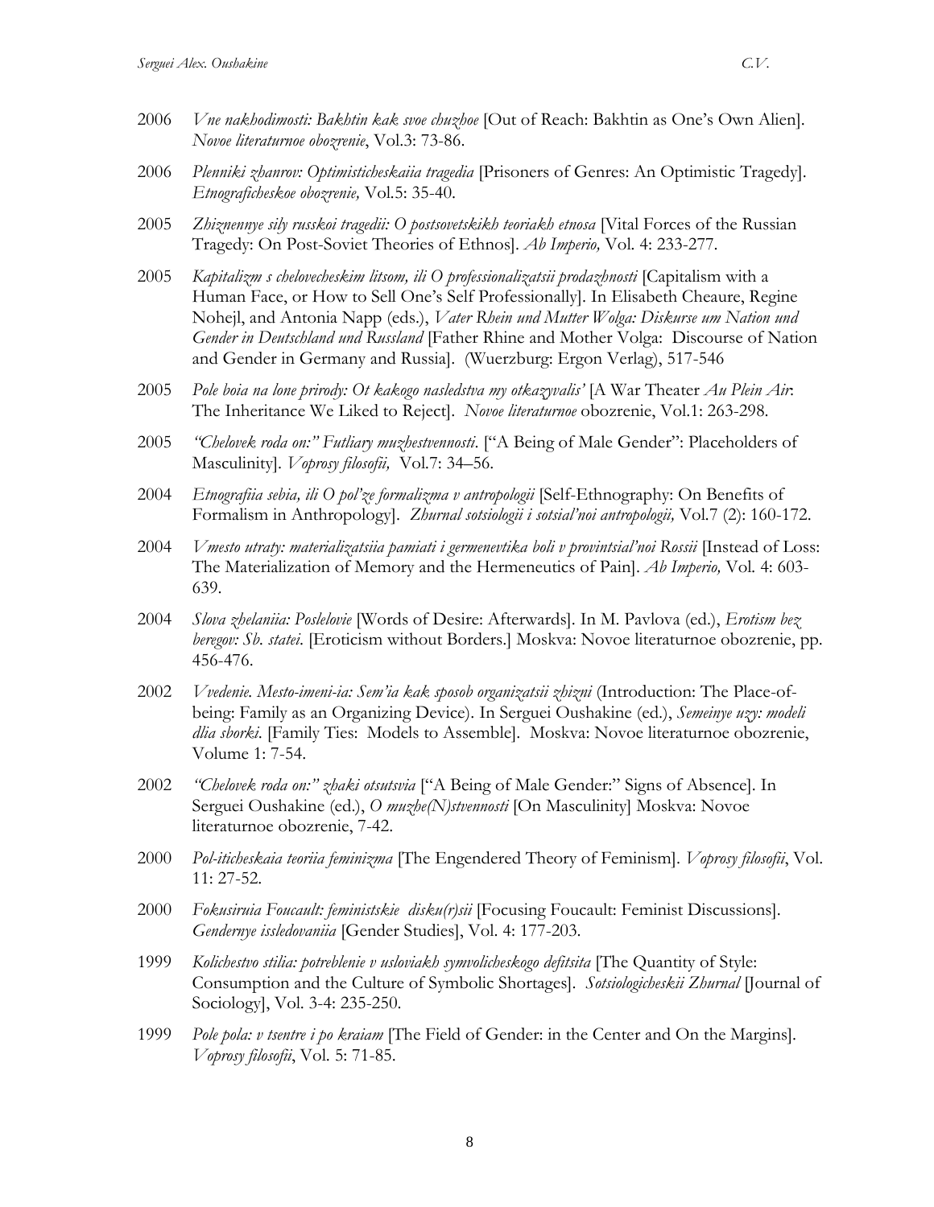2006 *Vne nakhodimosti: Bakhtin kak svoe chuzhoe* [Out of Reach: Bakhtin as One's Own Alien]. *Novoe literaturnoe obozrenie*, Vol.3: 73-86.

2006 *Plenniki zhanrov: Optimisticheskaiia tragedia* [Prisoners of Genres: An Optimistic Tragedy]. *Etnograficheskoe obozrenie,* Vol.5: 35-40.

2005 *Zhiznennye sily russkoi tragedii: O postsovetskikh teoriakh etnosa* [Vital Forces of the Russian Tragedy: On Post-Soviet Theories of Ethnos]. *Ab Imperio,* Vol. 4: 233-277.

2005 *Kapitalizm s chelovecheskim litsom, ili O professionalizatsii prodazhnosti* [Capitalism with a Human Face, or How to Sell One's Self Professionally]. In Elisabeth Cheaure, Regine Nohejl, and Antonia Napp (eds.), *Vater Rhein und Mutter Wolga: Diskurse um Nation und Gender in Deutschland und Russland* [Father Rhine and Mother Volga: Discourse of Nation and Gender in Germany and Russia]. (Wuerzburg: Ergon Verlag), 517-546

2005 *Pole boia na lone prirody: Ot kakogo nasledstva my otkazyvalis'* [A War Theater *Au Plein Air*: The Inheritance We Liked to Reject]. *Novoe literaturnoe* obozrenie, Vol.1: 263-298.

2005 *"Chelovek roda on:" Futliary muzhestvennosti*. ["A Being of Male Gender": Placeholders of Masculinity]. *Voprosy filosofii,* Vol.7: 34–56.

2004 *Etnografiia sebia, ili O pol'ze formalizma v antropologii* [Self-Ethnography: On Benefits of Formalism in Anthropology]. *Zhurnal sotsiologii i sotsial'noi antropologii,* Vol.7 (2): 160-172.

2004 *Vmesto utraty: materializatsiia pamiati i germenevtika boli v provintsial'noi Rossii* [Instead of Loss: The Materialization of Memory and the Hermeneutics of Pain]. *Ab Imperio,* Vol. 4: 603-639.

2004 *Slova zhelaniia: Poslelovie* [Words of Desire: Afterwards]. In M. Pavlova (ed.), *Erotism bez beregov: Sb. statei*. [Eroticism without Borders.] Moskva: Novoe literaturnoe obozrenie, pp. 456-476.

2002 *Vvedenie. Mesto-imeni-ia: Sem'ia kak sposob organizatsii zhizni* (Introduction: The Place-of-being: Family as an Organizing Device). In Serguei Oushakine (ed.), *Semeinye uzy: modeli dlia sborki*. [Family Ties: Models to Assemble]. Moskva: Novoe literaturnoe obozrenie, Volume 1: 7-54.

2002 *"Chelovek roda on:" zhaki otsutsvia* ["A Being of Male Gender:" Signs of Absence]. In Serguei Oushakine (ed.), *O muzhe(N)stvennosti* [On Masculinity] Moskva: Novoe literaturnoe obozrenie, 7-42.

2000 *Pol-iticheskaia teoriia feminizma* [The Engendered Theory of Feminism]. *Voprosy filosofii*, Vol. 11: 27-52.

2000 *Fokusiruia Foucault: feministskie disku(r)sii* [Focusing Foucault: Feminist Discussions]. *Gendernye issledovaniia* [Gender Studies], Vol. 4: 177-203.

1999 *Kolichestvo stilia: potreblenie v usloviakh symvolicheskogo defitsita* [The Quantity of Style: Consumption and the Culture of Symbolic Shortages]. *Sotsiologicheskii Zhurnal* [Journal of Sociology], Vol. 3-4: 235-250.

1999 *Pole pola: v tsentre i po kraiam* [The Field of Gender: in the Center and On the Margins]. *Voprosy filosofii*, Vol. 5: 71-85.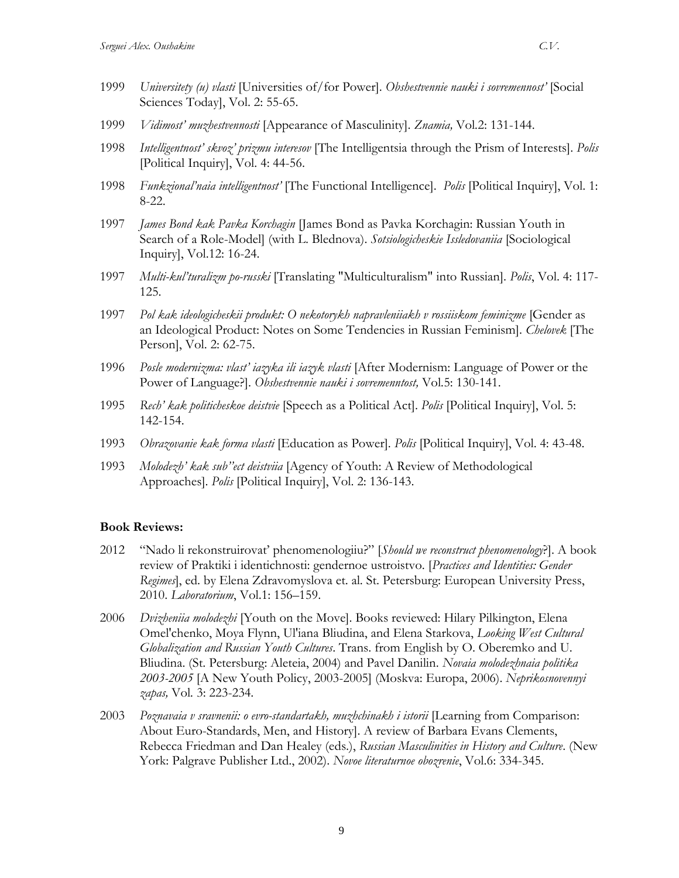1999 *Universitety (u) vlasti* [Universities of/for Power]. *Obshestvennie nauki i sovremennost'* [Social Sciences Today], Vol. 2: 55-65.

1999 *Vidimost' muzhestvennosti* [Appearance of Masculinity]. *Znamia,* Vol.2: 131-144.

1998 *Intelligentnost' skvoz' prizmu interesov* [The Intelligentsia through the Prism of Interests]. *Polis* [Political Inquiry], Vol. 4: 44-56.

1998 *Funkzional'naia intelligentnost'* [The Functional Intelligence]. *Polis* [Political Inquiry], Vol. 1: 8-22.

1997 *James Bond kak Pavka Korchagin* [James Bond as Pavka Korchagin: Russian Youth in Search of a Role-Model] (with L. Blednova). *Sotsiologicheskie Issledovaniia* [Sociological Inquiry], Vol.12: 16-24.

1997 *Multi-kul'turalizm po-russki* [Translating "Multiculturalism" into Russian]. *Polis*, Vol. 4: 117-125.

1997 *Pol kak ideologicheskii produkt: O nekotorykh napravleniiakh v rossiiskom feminizme* [Gender as an Ideological Product: Notes on Some Tendencies in Russian Feminism]. *Chelovek* [The Person], Vol. 2: 62-75.

1996 *Posle modernizma: vlast' iazyka ili iazyk vlasti* [After Modernism: Language of Power or the Power of Language?]. *Obshestvennie nauki i sovremenntost,* Vol.5: 130-141.

1995 *Rech' kak politicheskoe deistvie* [Speech as a Political Act]. *Polis* [Political Inquiry], Vol. 5: 142-154.

1993 *Obrazovanie kak forma vlasti* [Education as Power]. *Polis* [Political Inquiry], Vol. 4: 43-48.

1993 *Molodezh' kak sub"ect deistviia* [Agency of Youth: A Review of Methodological Approaches]. *Polis* [Political Inquiry], Vol. 2: 136-143.

**Book Reviews:**

2012 "Nado li rekonstruirovat' phenomenologiiu?" [*Should we reconstruct phenomenology*?]. A book review of Praktiki i identichnosti: gendernoe ustroistvo. [*Practices and Identities: Gender Regimes*], ed. by Elena Zdravomyslova et. al. St. Petersburg: European University Press, 2010. *Laboratorium*, Vol.1: 156–159.

2006 *Dvizheniia molodezhi* [Youth on the Move]. Books reviewed: Hilary Pilkington, Elena Omel'chenko, Moya Flynn, Ul'iana Bliudina, and Elena Starkova, *Looking West Cultural Globalization and Russian Youth Cultures*. Trans. from English by O. Oberemko and U. Bliudina. (St. Petersburg: Aleteia, 2004) and Pavel Danilin. *Novaia molodezhnaia politika 2003-2005* [A New Youth Policy, 2003-2005] (Moskva: Europa, 2006). *Neprikosnovennyi zapas,* Vol. 3: 223-234.

2003 *Poznavaia v sravnenii: o evro-standartakh, muzhchinakh i istorii* [Learning from Comparison: About Euro-Standards, Men, and History]. A review of Barbara Evans Clements, Rebecca Friedman and Dan Healey (eds.), *Russian Masculinities in History and Culture*. (New York: Palgrave Publisher Ltd., 2002). *Novoe literaturnoe obozrenie*, Vol.6: 334-345.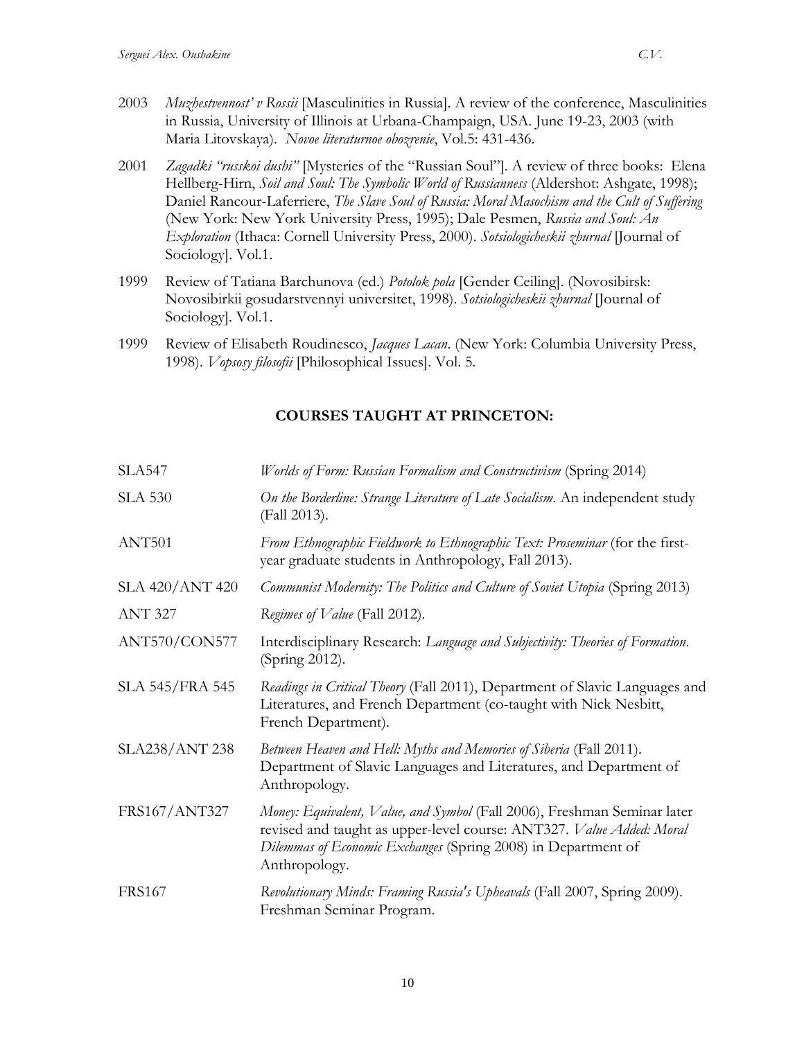2003 *Muzhestvennost' v Rossii* [Masculinities in Russia]. A review of the conference, Masculinities in Russia, University of Illinois at Urbana-Champaign, USA. June 19-23, 2003 (with Maria Litovskaya). *Novoe literaturnoe obozrenie*, Vol.5: 431-436.

2001 *Zagadki "russkoi dushi"* [Mysteries of the "Russian Soul"]. A review of three books: Elena Hellberg-Hirn, *Soil and Soul: The Symbolic World of Russianness* (Aldershot: Ashgate, 1998); Daniel Rancour-Laferriere, *The Slave Soul of Russia: Moral Masochism and the Cult of Suffering* (New York: New York University Press, 1995); Dale Pesmen, *Russia and Soul: An Exploration* (Ithaca: Cornell University Press, 2000). *Sotsiologicheskii zhurnal* [Journal of Sociology]. Vol.1.

1999 Review of Tatiana Barchunova (ed.) *Potolok pola* [Gender Ceiling]. (Novosibirsk: Novosibirkii gosudarstvennyi universitet, 1998). *Sotsiologicheskii zhurnal* [Journal of Sociology]. Vol.1.

1999 Review of Elisabeth Roudinesco, *Jacques Lacan*. (New York: Columbia University Press, 1998). *Vopsosy filosofii* [Philosophical Issues]. Vol. 5.

## COURSES TAUGHT AT PRINCETON:

| | |
|---|---|
| SLA547 | *Worlds of Form: Russian Formalism and Constructivism* (Spring 2014) |
| SLA 530 | *On the Borderline: Strange Literature of Late Socialism*. An independent study (Fall 2013). |
| ANT501 | *From Ethnographic Fieldwork to Ethnographic Text: Proseminar* (for the first-year graduate students in Anthropology, Fall 2013). |
| SLA 420/ANT 420 | *Communist Modernity: The Politics and Culture of Soviet Utopia* (Spring 2013) |
| ANT 327 | *Regimes of Value* (Fall 2012). |
| ANT570/CON577 | Interdisciplinary Research: *Language and Subjectivity: Theories of Formation*. (Spring 2012). |
| SLA 545/FRA 545 | *Readings in Critical Theory* (Fall 2011), Department of Slavic Languages and Literatures, and French Department (co-taught with Nick Nesbitt, French Department). |
| SLA238/ANT 238 | *Between Heaven and Hell: Myths and Memories of Siberia* (Fall 2011). Department of Slavic Languages and Literatures, and Department of Anthropology. |
| FRS167/ANT327 | *Money: Equivalent, Value, and Symbol* (Fall 2006), Freshman Seminar later revised and taught as upper-level course: ANT327. *Value Added: Moral Dilemmas of Economic Exchanges* (Spring 2008) in Department of Anthropology. |
| FRS167 | *Revolutionary Minds: Framing Russia's Upheavals* (Fall 2007, Spring 2009). Freshman Seminar Program. |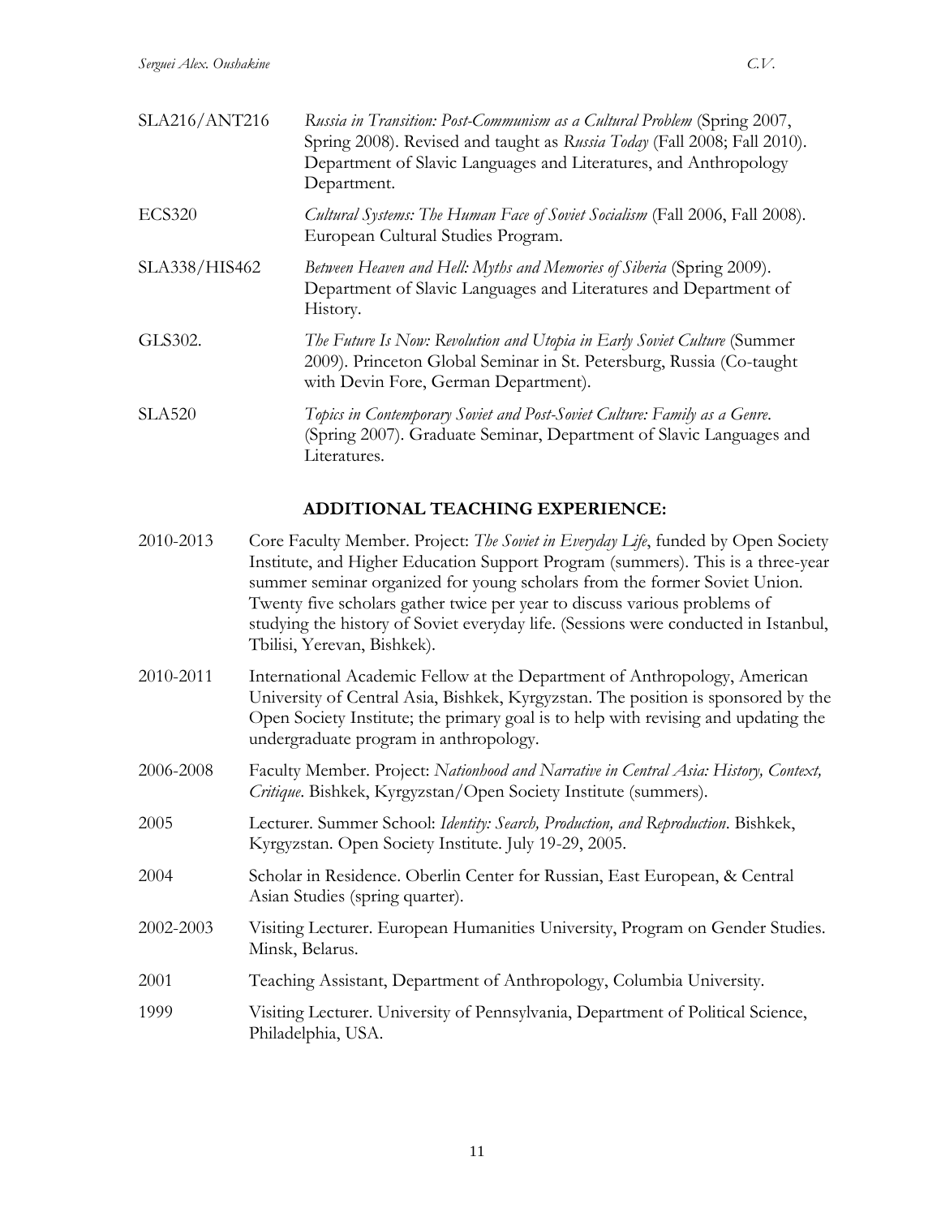| | |
|---|---|
| SLA216/ANT216 | *Russia in Transition: Post-Communism as a Cultural Problem* (Spring 2007, Spring 2008). Revised and taught as *Russia Today* (Fall 2008; Fall 2010). Department of Slavic Languages and Literatures, and Anthropology Department. |
| ECS320 | *Cultural Systems: The Human Face of Soviet Socialism* (Fall 2006, Fall 2008). European Cultural Studies Program. |
| SLA338/HIS462 | *Between Heaven and Hell: Myths and Memories of Siberia* (Spring 2009). Department of Slavic Languages and Literatures and Department of History. |
| GLS302. | *The Future Is Now: Revolution and Utopia in Early Soviet Culture* (Summer 2009). Princeton Global Seminar in St. Petersburg, Russia (Co-taught with Devin Fore, German Department). |
| SLA520 | *Topics in Contemporary Soviet and Post-Soviet Culture: Family as a Genre*. (Spring 2007). Graduate Seminar, Department of Slavic Languages and Literatures. |

## ADDITIONAL TEACHING EXPERIENCE:

| | |
|---|---|
| 2010-2013 | Core Faculty Member. Project: *The Soviet in Everyday Life*, funded by Open Society Institute, and Higher Education Support Program (summers). This is a three-year summer seminar organized for young scholars from the former Soviet Union. Twenty five scholars gather twice per year to discuss various problems of studying the history of Soviet everyday life. (Sessions were conducted in Istanbul, Tbilisi, Yerevan, Bishkek). |
| 2010-2011 | International Academic Fellow at the Department of Anthropology, American University of Central Asia, Bishkek, Kyrgyzstan. The position is sponsored by the Open Society Institute; the primary goal is to help with revising and updating the undergraduate program in anthropology. |
| 2006-2008 | Faculty Member. Project: *Nationhood and Narrative in Central Asia: History, Context, Critique*. Bishkek, Kyrgyzstan/Open Society Institute (summers). |
| 2005 | Lecturer. Summer School: *Identity: Search, Production, and Reproduction*. Bishkek, Kyrgyzstan. Open Society Institute. July 19-29, 2005. |
| 2004 | Scholar in Residence. Oberlin Center for Russian, East European, & Central Asian Studies (spring quarter). |
| 2002-2003 | Visiting Lecturer. European Humanities University, Program on Gender Studies. Minsk, Belarus. |
| 2001 | Teaching Assistant, Department of Anthropology, Columbia University. |
| 1999 | Visiting Lecturer. University of Pennsylvania, Department of Political Science, Philadelphia, USA. |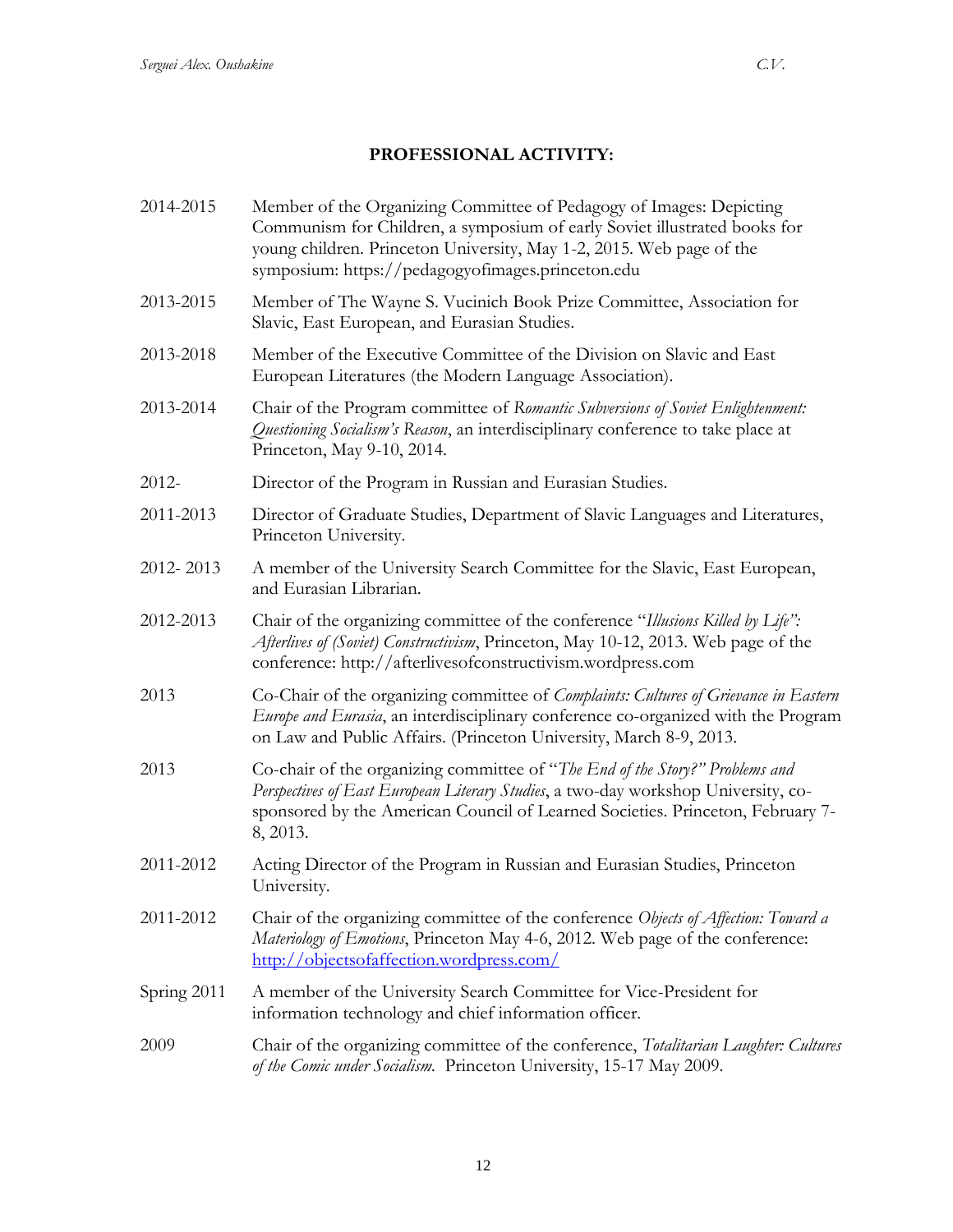## PROFESSIONAL ACTIVITY:

| | |
|---|---|
| 2014-2015 | Member of the Organizing Committee of Pedagogy of Images: Depicting Communism for Children, a symposium of early Soviet illustrated books for young children. Princeton University, May 1-2, 2015. Web page of the symposium: https://pedagogyofimages.princeton.edu |
| 2013-2015 | Member of The Wayne S. Vucinich Book Prize Committee, Association for Slavic, East European, and Eurasian Studies. |
| 2013-2018 | Member of the Executive Committee of the Division on Slavic and East European Literatures (the Modern Language Association). |
| 2013-2014 | Chair of the Program committee of *Romantic Subversions of Soviet Enlightenment: Questioning Socialism's Reason*, an interdisciplinary conference to take place at Princeton, May 9-10, 2014. |
| 2012- | Director of the Program in Russian and Eurasian Studies. |
| 2011-2013 | Director of Graduate Studies, Department of Slavic Languages and Literatures, Princeton University. |
| 2012- 2013 | A member of the University Search Committee for the Slavic, East European, and Eurasian Librarian. |
| 2012-2013 | Chair of the organizing committee of the conference "*Illusions Killed by Life": Afterlives of (Soviet) Constructivism*, Princeton, May 10-12, 2013. Web page of the conference: http://afterlivesofconstructivism.wordpress.com |
| 2013 | Co-Chair of the organizing committee of *Complaints: Cultures of Grievance in Eastern Europe and Eurasia*, an interdisciplinary conference co-organized with the Program on Law and Public Affairs. (Princeton University, March 8-9, 2013. |
| 2013 | Co-chair of the organizing committee of "*The End of the Story?" Problems and Perspectives of East European Literary Studies*, a two-day workshop University, co-sponsored by the American Council of Learned Societies. Princeton, February 7-8, 2013. |
| 2011-2012 | Acting Director of the Program in Russian and Eurasian Studies, Princeton University. |
| 2011-2012 | Chair of the organizing committee of the conference *Objects of Affection: Toward a Materiology of Emotions*, Princeton May 4-6, 2012. Web page of the conference: http://objectsofaffection.wordpress.com/ |
| Spring 2011 | A member of the University Search Committee for Vice-President for information technology and chief information officer. |
| 2009 | Chair of the organizing committee of the conference, *Totalitarian Laughter: Cultures of the Comic under Socialism.* Princeton University, 15-17 May 2009. |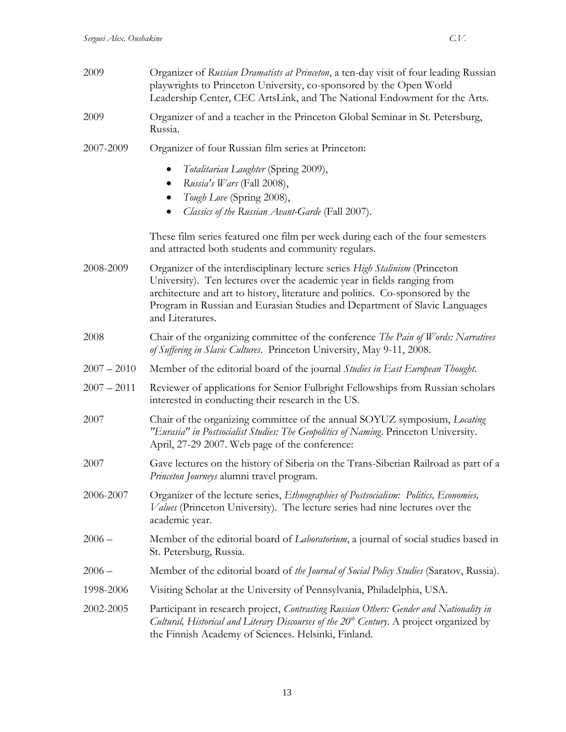2009 Organizer of *Russian Dramatists at Princeton*, a ten-day visit of four leading Russian playwrights to Princeton University, co-sponsored by the Open World Leadership Center, CEC ArtsLink, and The National Endowment for the Arts.

2009 Organizer of and a teacher in the Princeton Global Seminar in St. Petersburg, Russia.

2007-2009 Organizer of four Russian film series at Princeton:

- *Totalitarian Laughter* (Spring 2009),
- *Russia's Wars* (Fall 2008),
- *Tough Love* (Spring 2008),
- *Classics of the Russian Avant-Garde* (Fall 2007).

These film series featured one film per week during each of the four semesters and attracted both students and community regulars.

2008-2009 Organizer of the interdisciplinary lecture series *High Stalinism* (Princeton University). Ten lectures over the academic year in fields ranging from architecture and art to history, literature and politics. Co-sponsored by the Program in Russian and Eurasian Studies and Department of Slavic Languages and Literatures.

2008 Chair of the organizing committee of the conference *The Pain of Words: Narratives of Suffering in Slavic Cultures*. Princeton University, May 9-11, 2008.

2007 – 2010 Member of the editorial board of the journal *Studies in East European Thought*.

2007 – 2011 Reviewer of applications for Senior Fulbright Fellowships from Russian scholars interested in conducting their research in the US.

2007 Chair of the organizing committee of the annual SOYUZ symposium, *Locating "Eurasia" in Postsocialist Studies: The Geopolitics of Naming*. Princeton University. April, 27-29 2007. Web page of the conference:

2007 Gave lectures on the history of Siberia on the Trans-Siberian Railroad as part of a *Princeton Journeys* alumni travel program.

2006-2007 Organizer of the lecture series, *Ethnographies of Postsocialism: Politics, Economies, Values* (Princeton University). The lecture series had nine lectures over the academic year.

2006 – Member of the editorial board of *Laboratorium*, a journal of social studies based in St. Petersburg, Russia.

2006 – Member of the editorial board of *the Journal of Social Policy Studies* (Saratov, Russia).

1998-2006 Visiting Scholar at the University of Pennsylvania, Philadelphia, USA.

2002-2005 Participant in research project, *Contrasting Russian Others: Gender and Nationality in Cultural, Historical and Literary Discourses of the 20th Century*. A project organized by the Finnish Academy of Sciences. Helsinki, Finland.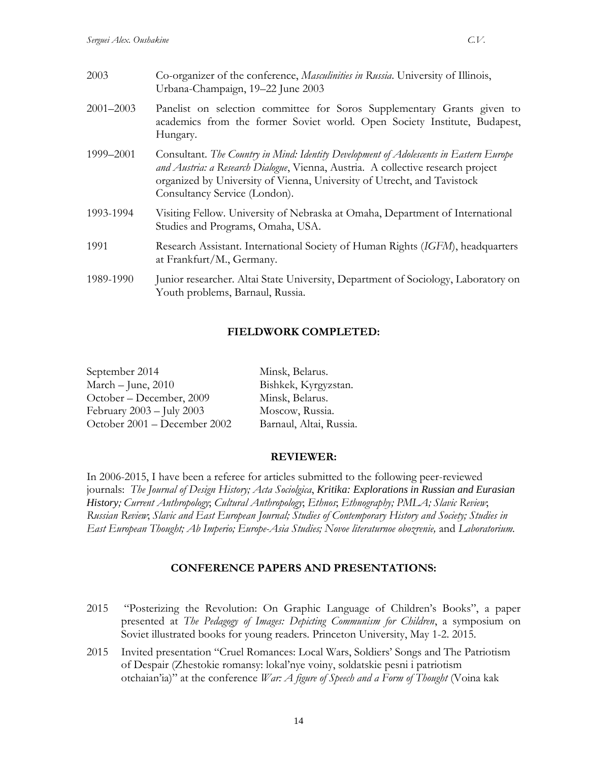2003 Co-organizer of the conference, *Masculinities in Russia*. University of Illinois, Urbana-Champaign, 19–22 June 2003

2001–2003 Panelist on selection committee for Soros Supplementary Grants given to academics from the former Soviet world. Open Society Institute, Budapest, Hungary.

1999–2001 Consultant. *The Country in Mind: Identity Development of Adolescents in Eastern Europe and Austria: a Research Dialogue*, Vienna, Austria. A collective research project organized by University of Vienna, University of Utrecht, and Tavistock Consultancy Service (London).

1993-1994 Visiting Fellow. University of Nebraska at Omaha, Department of International Studies and Programs, Omaha, USA.

1991 Research Assistant. International Society of Human Rights (*IGFM*), headquarters at Frankfurt/M., Germany.

1989-1990 Junior researcher. Altai State University, Department of Sociology, Laboratory on Youth problems, Barnaul, Russia.

## FIELDWORK COMPLETED:

| | |
|---|---|
| September 2014 | Minsk, Belarus. |
| March – June, 2010 | Bishkek, Kyrgyzstan. |
| October – December, 2009 | Minsk, Belarus. |
| February 2003 – July 2003 | Moscow, Russia. |
| October 2001 – December 2002 | Barnaul, Altai, Russia. |

## REVIEWER:

In 2006-2015, I have been a referee for articles submitted to the following peer-reviewed journals: *The Journal of Design History; Acta Sociolgica*, *Kritika: Explorations in Russian and Eurasian History; Current Anthropology*; *Cultural Anthropology*; *Ethnos*; *Ethnography; PMLA; Slavic Review*; *Russian Review*; *Slavic and East European Journal; Studies of Contemporary History and Society; Studies in East European Thought; Ab Imperio; Europe-Asia Studies; Novoe literaturnoe obozrenie,* and *Laboratorium.*

## CONFERENCE PAPERS AND PRESENTATIONS:

2015 "Posterizing the Revolution: On Graphic Language of Children's Books", a paper presented at *The Pedagogy of Images: Depicting Communism for Children*, a symposium on Soviet illustrated books for young readers. Princeton University, May 1-2. 2015.

2015 Invited presentation "Cruel Romances: Local Wars, Soldiers' Songs and The Patriotism of Despair (Zhestokie romansy: lokal'nye voiny, soldatskie pesni i patriotism otchaian'ia)" at the conference *War: A figure of Speech and a Form of Thought* (Voina kak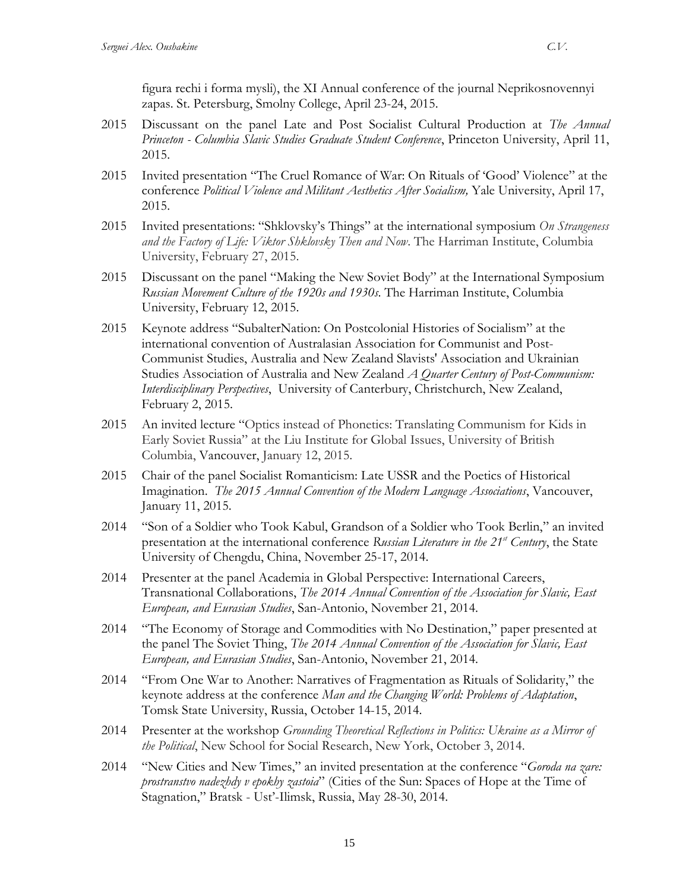figura rechi i forma mysli), the XI Annual conference of the journal Neprikosnovennyi zapas. St. Petersburg, Smolny College, April 23-24, 2015.

2015 Discussant on the panel Late and Post Socialist Cultural Production at *The Annual Princeton - Columbia Slavic Studies Graduate Student Conference*, Princeton University, April 11, 2015.

2015 Invited presentation "The Cruel Romance of War: On Rituals of 'Good' Violence" at the conference *Political Violence and Militant Aesthetics After Socialism,* Yale University, April 17, 2015.

2015 Invited presentations: "Shklovsky's Things" at the international symposium *On Strangeness and the Factory of Life: Viktor Shklovsky Then and Now*. The Harriman Institute, Columbia University, February 27, 2015.

2015 Discussant on the panel "Making the New Soviet Body" at the International Symposium *Russian Movement Culture of the 1920s and 1930s*. The Harriman Institute, Columbia University, February 12, 2015.

2015 Keynote address "SubalterNation: On Postcolonial Histories of Socialism" at the international convention of Australasian Association for Communist and Post-Communist Studies, Australia and New Zealand Slavists' Association and Ukrainian Studies Association of Australia and New Zealand *A Quarter Century of Post-Communism: Interdisciplinary Perspectives*, University of Canterbury, Christchurch, New Zealand, February 2, 2015.

2015 An invited lecture "Optics instead of Phonetics: Translating Communism for Kids in Early Soviet Russia" at the Liu Institute for Global Issues, University of British Columbia, Vancouver, January 12, 2015.

2015 Chair of the panel Socialist Romanticism: Late USSR and the Poetics of Historical Imagination. *The 2015 Annual Convention of the Modern Language Associations*, Vancouver, January 11, 2015.

2014 "Son of a Soldier who Took Kabul, Grandson of a Soldier who Took Berlin," an invited presentation at the international conference *Russian Literature in the 21st Century*, the State University of Chengdu, China, November 25-17, 2014.

2014 Presenter at the panel Academia in Global Perspective: International Careers, Transnational Collaborations, *The 2014 Annual Convention of the Association for Slavic, East European, and Eurasian Studies*, San-Antonio, November 21, 2014.

2014 "The Economy of Storage and Commodities with No Destination," paper presented at the panel The Soviet Thing, *The 2014 Annual Convention of the Association for Slavic, East European, and Eurasian Studies*, San-Antonio, November 21, 2014.

2014 "From One War to Another: Narratives of Fragmentation as Rituals of Solidarity," the keynote address at the conference *Man and the Changing World: Problems of Adaptation*, Tomsk State University, Russia, October 14-15, 2014.

2014 Presenter at the workshop *Grounding Theoretical Reflections in Politics: Ukraine as a Mirror of the Political*, New School for Social Research, New York, October 3, 2014.

2014 "New Cities and New Times," an invited presentation at the conference "*Goroda na zare: prostranstvo nadezhdy v epokhy zastoia*" (Cities of the Sun: Spaces of Hope at the Time of Stagnation," Bratsk - Ust'-Ilimsk, Russia, May 28-30, 2014.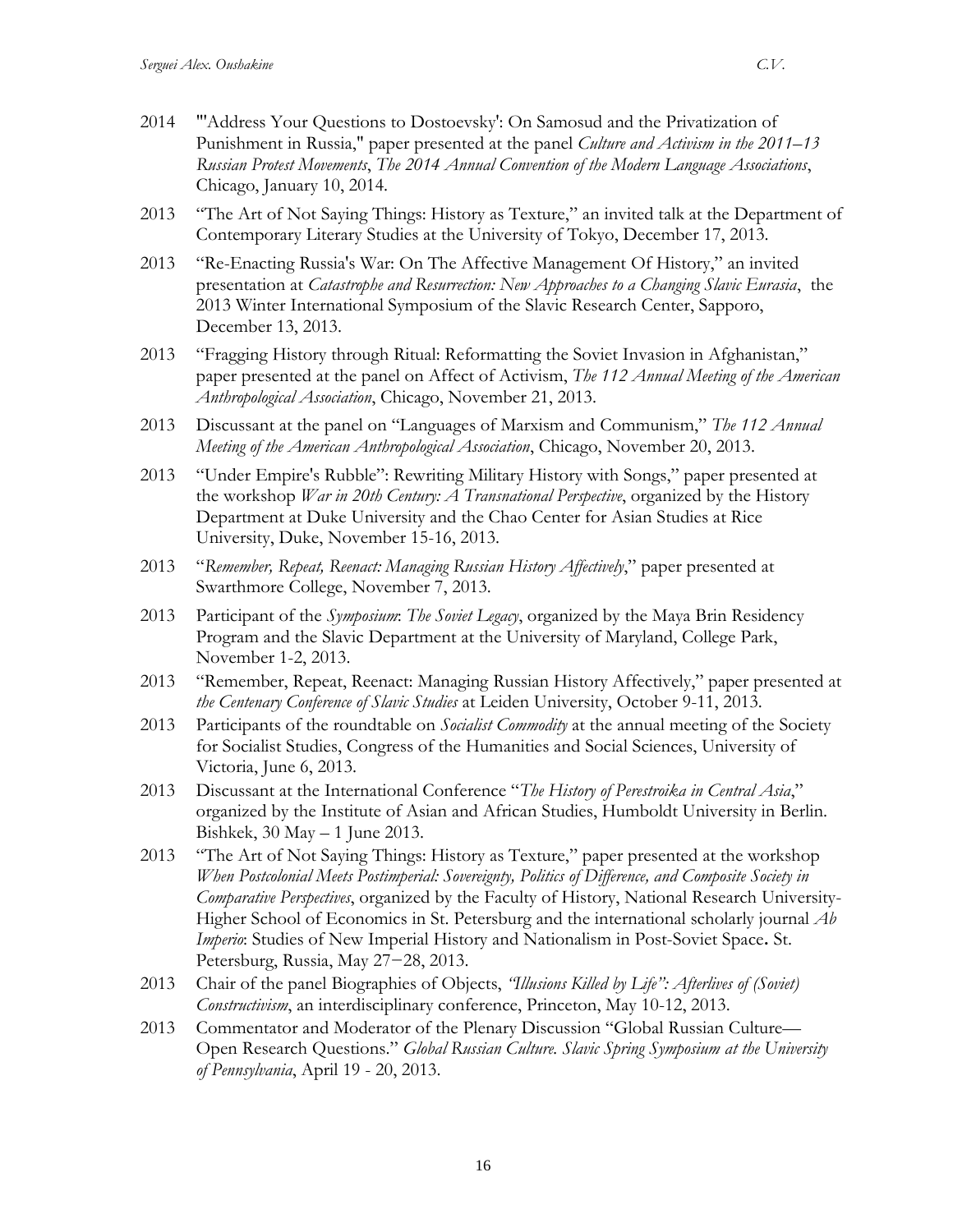2014 "'Address Your Questions to Dostoevsky': On Samosud and the Privatization of Punishment in Russia," paper presented at the panel *Culture and Activism in the 2011–13 Russian Protest Movements*, *The 2014 Annual Convention of the Modern Language Associations*, Chicago, January 10, 2014.

2013 "The Art of Not Saying Things: History as Texture," an invited talk at the Department of Contemporary Literary Studies at the University of Tokyo, December 17, 2013.

2013 "Re-Enacting Russia's War: On The Affective Management Of History," an invited presentation at *Catastrophe and Resurrection: New Approaches to a Changing Slavic Eurasia*, the 2013 Winter International Symposium of the Slavic Research Center, Sapporo, December 13, 2013.

2013 "Fragging History through Ritual: Reformatting the Soviet Invasion in Afghanistan," paper presented at the panel on Affect of Activism, *The 112 Annual Meeting of the American Anthropological Association*, Chicago, November 21, 2013.

2013 Discussant at the panel on "Languages of Marxism and Communism," *The 112 Annual Meeting of the American Anthropological Association*, Chicago, November 20, 2013.

2013 "Under Empire's Rubble": Rewriting Military History with Songs," paper presented at the workshop *War in 20th Century: A Transnational Perspective*, organized by the History Department at Duke University and the Chao Center for Asian Studies at Rice University, Duke, November 15-16, 2013.

2013 "*Remember, Repeat, Reenact: Managing Russian History Affectively*," paper presented at Swarthmore College, November 7, 2013.

2013 Participant of the *Symposium*: *The Soviet Legacy*, organized by the Maya Brin Residency Program and the Slavic Department at the University of Maryland, College Park, November 1-2, 2013.

2013 "Remember, Repeat, Reenact: Managing Russian History Affectively," paper presented at *the Centenary Conference of Slavic Studies* at Leiden University, October 9-11, 2013.

2013 Participants of the roundtable on *Socialist Commodity* at the annual meeting of the Society for Socialist Studies, Congress of the Humanities and Social Sciences, University of Victoria, June 6, 2013.

2013 Discussant at the International Conference "*The History of Perestroika in Central Asia*," organized by the Institute of Asian and African Studies, Humboldt University in Berlin. Bishkek, 30 May – 1 June 2013.

2013 "The Art of Not Saying Things: History as Texture," paper presented at the workshop *When Postcolonial Meets Postimperial: Sovereignty, Politics of Difference, and Composite Society in Comparative Perspectives*, organized by the Faculty of History, National Research University-Higher School of Economics in St. Petersburg and the international scholarly journal *Ab Imperio*: Studies of New Imperial History and Nationalism in Post-Soviet Space**.** St. Petersburg, Russia, May 27−28, 2013.

2013 Chair of the panel Biographies of Objects, *"Illusions Killed by Life": Afterlives of (Soviet) Constructivism*, an interdisciplinary conference, Princeton, May 10-12, 2013.

2013 Commentator and Moderator of the Plenary Discussion "Global Russian Culture—Open Research Questions." *Global Russian Culture. Slavic Spring Symposium at the University of Pennsylvania*, April 19 - 20, 2013.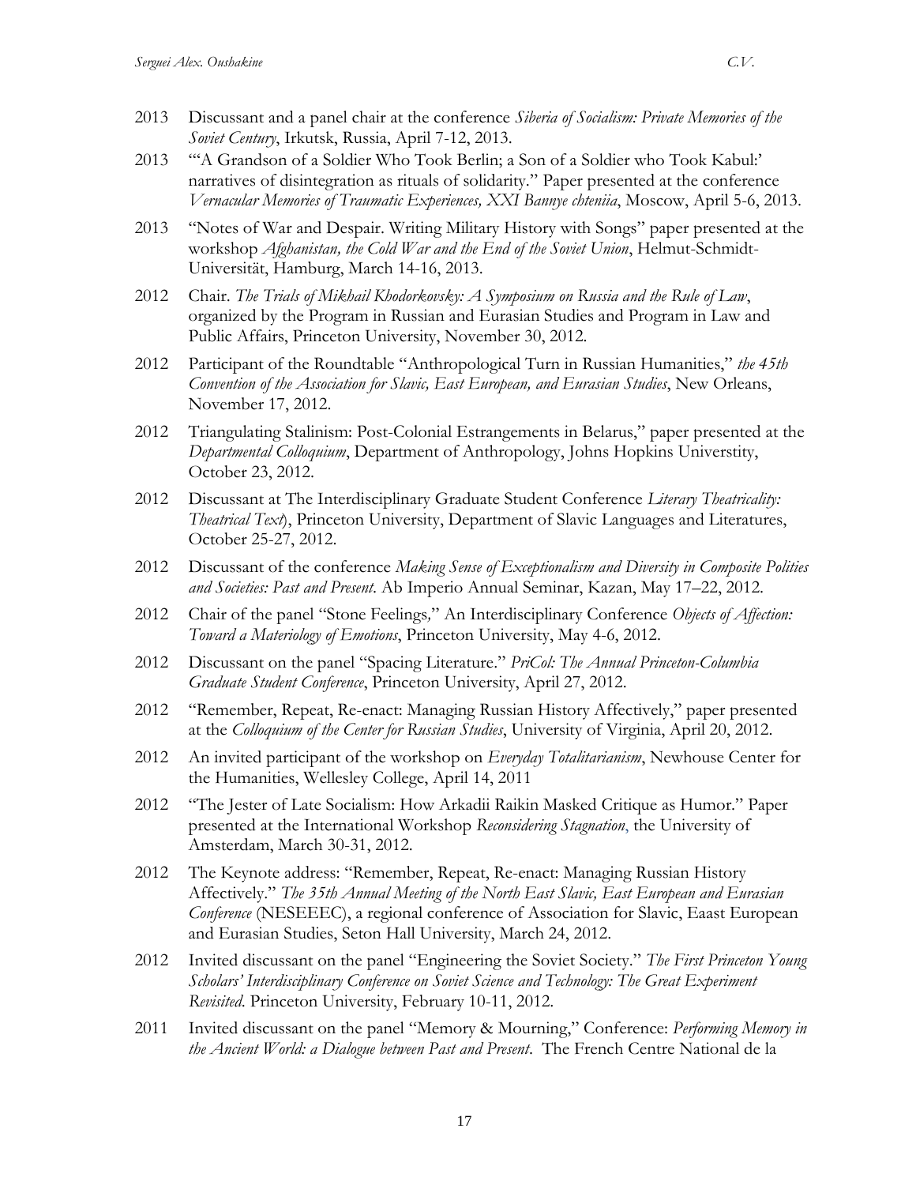2013 Discussant and a panel chair at the conference *Siberia of Socialism: Private Memories of the Soviet Century*, Irkutsk, Russia, April 7-12, 2013.

2013 "'A Grandson of a Soldier Who Took Berlin; a Son of a Soldier who Took Kabul:' narratives of disintegration as rituals of solidarity." Paper presented at the conference *Vernacular Memories of Traumatic Experiences, XXI Bannye chteniia*, Moscow, April 5-6, 2013.

2013 "Notes of War and Despair. Writing Military History with Songs" paper presented at the workshop *Afghanistan, the Cold War and the End of the Soviet Union*, Helmut-Schmidt-Universität, Hamburg, March 14-16, 2013.

2012 Chair. *The Trials of Mikhail Khodorkovsky: A Symposium on Russia and the Rule of Law*, organized by the Program in Russian and Eurasian Studies and Program in Law and Public Affairs, Princeton University, November 30, 2012.

2012 Participant of the Roundtable "Anthropological Turn in Russian Humanities," *the 45th Convention of the Association for Slavic, East European, and Eurasian Studies*, New Orleans, November 17, 2012.

2012 Triangulating Stalinism: Post-Colonial Estrangements in Belarus," paper presented at the *Departmental Colloquium*, Department of Anthropology, Johns Hopkins Universtity, October 23, 2012.

2012 Discussant at The Interdisciplinary Graduate Student Conference *Literary Theatricality: Theatrical Text*), Princeton University, Department of Slavic Languages and Literatures, October 25-27, 2012.

2012 Discussant of the conference *Making Sense of Exceptionalism and Diversity in Composite Polities and Societies: Past and Present*. Ab Imperio Annual Seminar, Kazan, May 17–22, 2012.

2012 Chair of the panel "Stone Feelings," An Interdisciplinary Conference *Objects of Affection: Toward a Materiology of Emotions*, Princeton University, May 4-6, 2012.

2012 Discussant on the panel "Spacing Literature." *PriCol: The Annual Princeton-Columbia Graduate Student Conference*, Princeton University, April 27, 2012.

2012 "Remember, Repeat, Re-enact: Managing Russian History Affectively," paper presented at the *Colloquium of the Center for Russian Studies*, University of Virginia, April 20, 2012.

2012 An invited participant of the workshop on *Everyday Totalitarianism*, Newhouse Center for the Humanities, Wellesley College, April 14, 2011

2012 "The Jester of Late Socialism: How Arkadii Raikin Masked Critique as Humor." Paper presented at the International Workshop *Reconsidering Stagnation*, the University of Amsterdam, March 30-31, 2012.

2012 The Keynote address: "Remember, Repeat, Re-enact: Managing Russian History Affectively." *The 35th Annual Meeting of the North East Slavic, East European and Eurasian Conference* (NESEEEC), a regional conference of Association for Slavic, Eaast European and Eurasian Studies, Seton Hall University, March 24, 2012.

2012 Invited discussant on the panel "Engineering the Soviet Society." *The First Princeton Young Scholars' Interdisciplinary Conference on Soviet Science and Technology: The Great Experiment Revisited*. Princeton University, February 10-11, 2012.

2011 Invited discussant on the panel "Memory & Mourning," Conference: *Performing Memory in the Ancient World: a Dialogue between Past and Present*. The French Centre National de la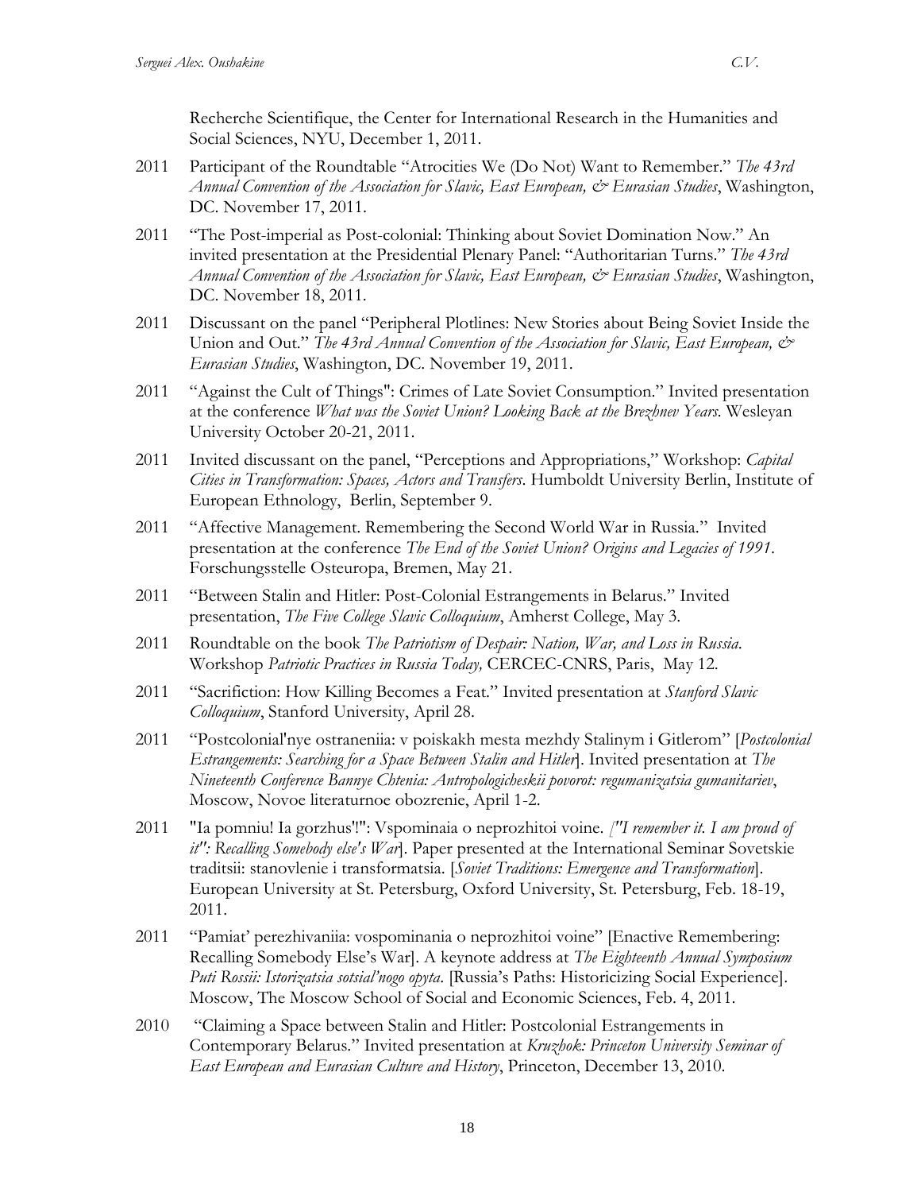Recherche Scientifique, the Center for International Research in the Humanities and Social Sciences, NYU, December 1, 2011.

2011 Participant of the Roundtable "Atrocities We (Do Not) Want to Remember." *The 43rd Annual Convention of the Association for Slavic, East European, & Eurasian Studies*, Washington, DC. November 17, 2011.

2011 "The Post-imperial as Post-colonial: Thinking about Soviet Domination Now." An invited presentation at the Presidential Plenary Panel: "Authoritarian Turns." *The 43rd Annual Convention of the Association for Slavic, East European, & Eurasian Studies*, Washington, DC. November 18, 2011.

2011 Discussant on the panel "Peripheral Plotlines: New Stories about Being Soviet Inside the Union and Out." *The 43rd Annual Convention of the Association for Slavic, East European, & Eurasian Studies*, Washington, DC. November 19, 2011.

2011 "Against the Cult of Things": Crimes of Late Soviet Consumption." Invited presentation at the conference *What was the Soviet Union? Looking Back at the Brezhnev Years*. Wesleyan University October 20-21, 2011.

2011 Invited discussant on the panel, "Perceptions and Appropriations," Workshop: *Capital Cities in Transformation: Spaces, Actors and Transfers*. Humboldt University Berlin, Institute of European Ethnology, Berlin, September 9.

2011 "Affective Management. Remembering the Second World War in Russia." Invited presentation at the conference *The End of the Soviet Union? Origins and Legacies of 1991*. Forschungsstelle Osteuropa, Bremen, May 21.

2011 "Between Stalin and Hitler: Post-Colonial Estrangements in Belarus." Invited presentation, *The Five College Slavic Colloquium*, Amherst College, May 3.

2011 Roundtable on the book *The Patriotism of Despair: Nation, War, and Loss in Russia*. Workshop *Patriotic Practices in Russia Today,* CERCEC-CNRS, Paris, May 12.

2011 "Sacrifiction: How Killing Becomes a Feat." Invited presentation at *Stanford Slavic Colloquium*, Stanford University, April 28.

2011 "Postcolonial'nye ostraneniia: v poiskakh mesta mezhdy Stalinym i Gitlerom" [*Postcolonial Estrangements: Searching for a Space Between Stalin and Hitler*]. Invited presentation at *The Nineteenth Conference Bannye Chtenia: Antropologicheskii povorot: regumanizatsia gumanitariev*, Moscow, Novoe literaturnoe obozrenie, April 1-2.

2011 "Ia pomniu! Ia gorzhus'!": Vspominaia o neprozhitoi voine. *["I remember it. I am proud of it": Recalling Somebody else's War*]. Paper presented at the International Seminar Sovetskie traditsii: stanovlenie i transformatsia. [*Soviet Traditions: Emergence and Transformation*]. European University at St. Petersburg, Oxford University, St. Petersburg, Feb. 18-19, 2011.

2011 "Pamiat' perezhivaniia: vospominania o neprozhitoi voine" [Enactive Remembering: Recalling Somebody Else's War]. A keynote address at *The Eighteenth Annual Symposium Puti Rossii: Istorizatsia sotsial'nogo opyta*. [Russia's Paths: Historicizing Social Experience]. Moscow, The Moscow School of Social and Economic Sciences, Feb. 4, 2011.

2010 "Claiming a Space between Stalin and Hitler: Postcolonial Estrangements in Contemporary Belarus." Invited presentation at *Kruzhok: Princeton University Seminar of East European and Eurasian Culture and History*, Princeton, December 13, 2010.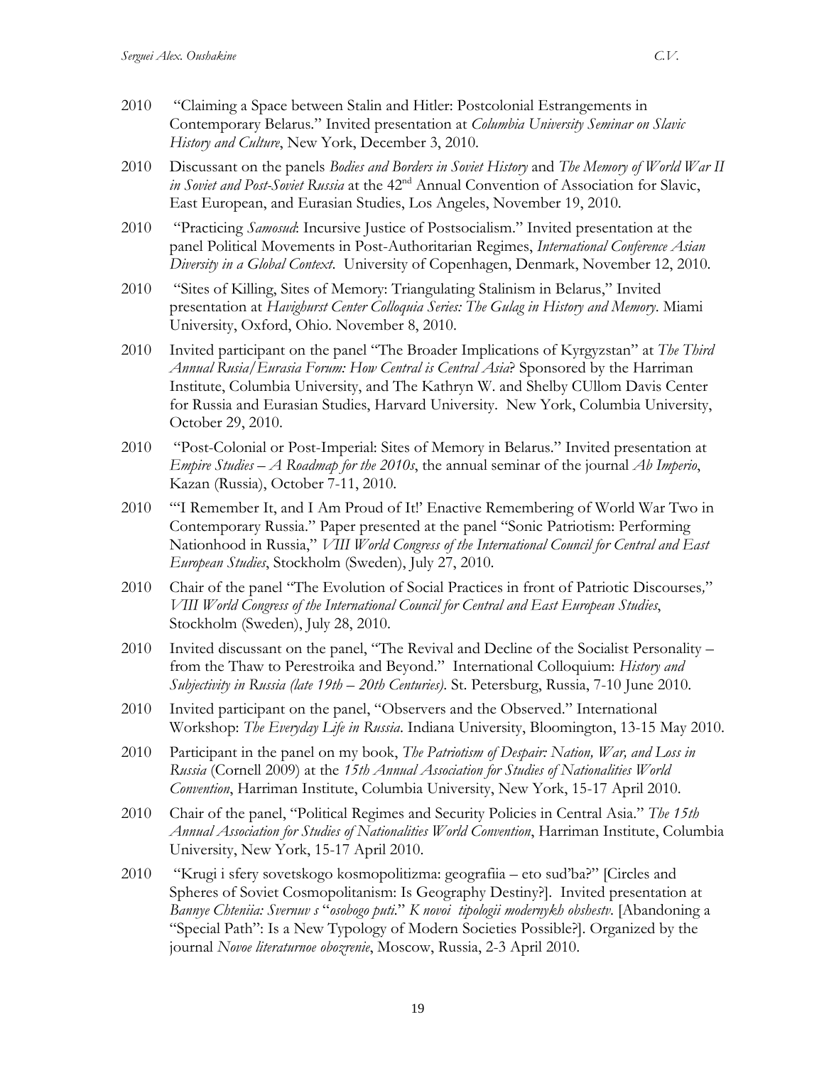2010 "Claiming a Space between Stalin and Hitler: Postcolonial Estrangements in Contemporary Belarus." Invited presentation at *Columbia University Seminar on Slavic History and Culture*, New York, December 3, 2010.

2010 Discussant on the panels *Bodies and Borders in Soviet History* and *The Memory of World War II in Soviet and Post-Soviet Russia* at the 42nd Annual Convention of Association for Slavic, East European, and Eurasian Studies, Los Angeles, November 19, 2010.

2010 "Practicing *Samosud*: Incursive Justice of Postsocialism." Invited presentation at the panel Political Movements in Post-Authoritarian Regimes, *International Conference Asian Diversity in a Global Context*. University of Copenhagen, Denmark, November 12, 2010.

2010 "Sites of Killing, Sites of Memory: Triangulating Stalinism in Belarus," Invited presentation at *Havighurst Center Colloquia Series: The Gulag in History and Memory*. Miami University, Oxford, Ohio. November 8, 2010.

2010 Invited participant on the panel "The Broader Implications of Kyrgyzstan" at *The Third Annual Rusia/Eurasia Forum: How Central is Central Asia*? Sponsored by the Harriman Institute, Columbia University, and The Kathryn W. and Shelby CUllom Davis Center for Russia and Eurasian Studies, Harvard University. New York, Columbia University, October 29, 2010.

2010 "Post-Colonial or Post-Imperial: Sites of Memory in Belarus." Invited presentation at *Empire Studies – A Roadmap for the 2010s*, the annual seminar of the journal *Ab Imperio*, Kazan (Russia), October 7-11, 2010.

2010 "'I Remember It, and I Am Proud of It!' Enactive Remembering of World War Two in Contemporary Russia." Paper presented at the panel "Sonic Patriotism: Performing Nationhood in Russia," *VIII World Congress of the International Council for Central and East European Studies*, Stockholm (Sweden), July 27, 2010.

2010 Chair of the panel "The Evolution of Social Practices in front of Patriotic Discourses," *VIII World Congress of the International Council for Central and East European Studies*, Stockholm (Sweden), July 28, 2010.

2010 Invited discussant on the panel, "The Revival and Decline of the Socialist Personality – from the Thaw to Perestroika and Beyond." International Colloquium: *History and Subjectivity in Russia (late 19th – 20th Centuries)*. St. Petersburg, Russia, 7-10 June 2010.

2010 Invited participant on the panel, "Observers and the Observed." International Workshop: *The Everyday Life in Russia*. Indiana University, Bloomington, 13-15 May 2010.

2010 Participant in the panel on my book, *The Patriotism of Despair: Nation, War, and Loss in Russia* (Cornell 2009) at the *15th Annual Association for Studies of Nationalities World Convention*, Harriman Institute, Columbia University, New York, 15-17 April 2010.

2010 Chair of the panel, "Political Regimes and Security Policies in Central Asia." *The 15th Annual Association for Studies of Nationalities World Convention*, Harriman Institute, Columbia University, New York, 15-17 April 2010.

2010 "Krugi i sfery sovetskogo kosmopolitizma: geografiia – eto sud'ba?" [Circles and Spheres of Soviet Cosmopolitanism: Is Geography Destiny?]. Invited presentation at *Bannye Chteniia: Svernuv s "osobogo puti." K novoi tipologii modernykh obshestv*. [Abandoning a "Special Path": Is a New Typology of Modern Societies Possible?]. Organized by the journal *Novoe literaturnoe obozrenie*, Moscow, Russia, 2-3 April 2010.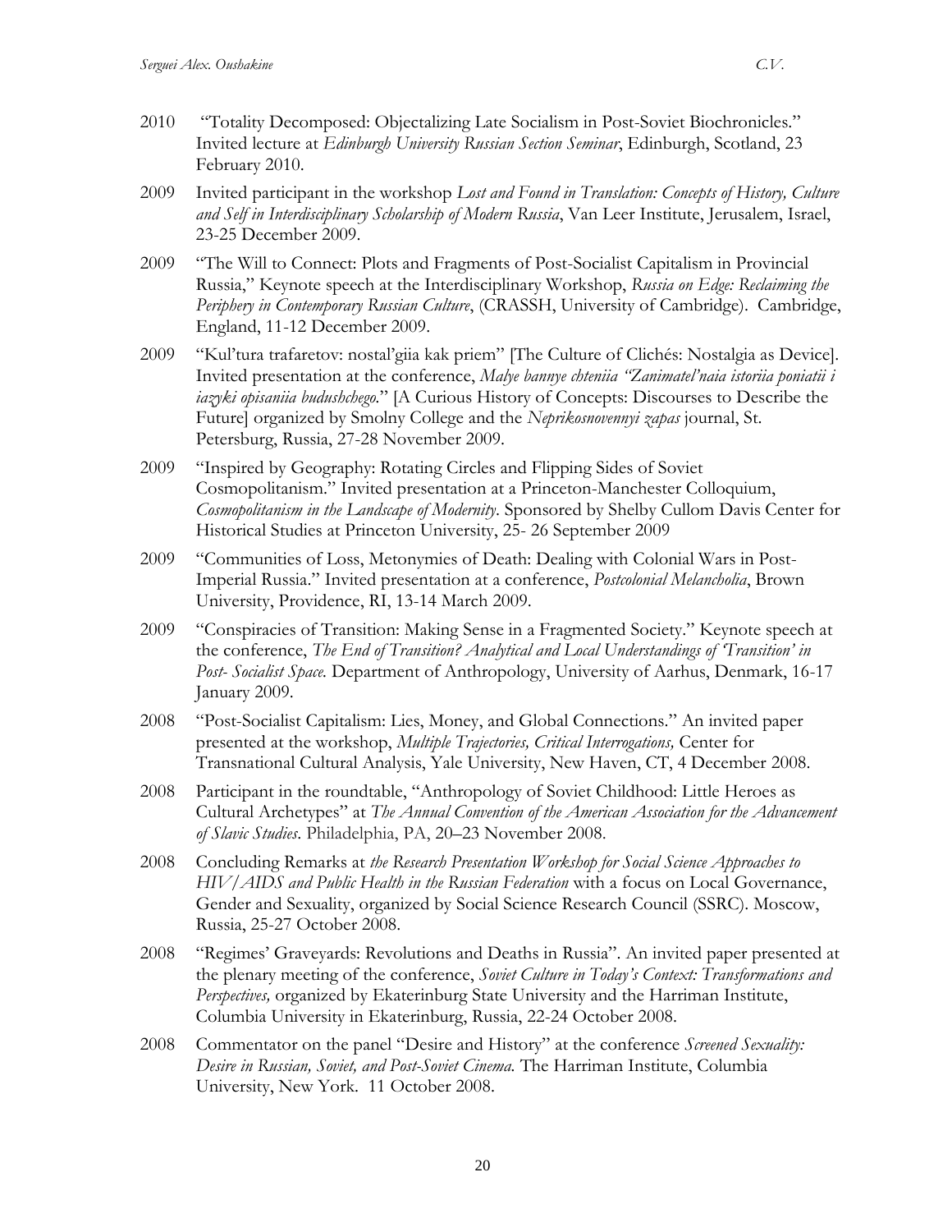2010 "Totality Decomposed: Objectalizing Late Socialism in Post-Soviet Biochronicles." Invited lecture at *Edinburgh University Russian Section Seminar*, Edinburgh, Scotland, 23 February 2010.

2009 Invited participant in the workshop *Lost and Found in Translation: Concepts of History, Culture and Self in Interdisciplinary Scholarship of Modern Russia*, Van Leer Institute, Jerusalem, Israel, 23-25 December 2009.

2009 "The Will to Connect: Plots and Fragments of Post-Socialist Capitalism in Provincial Russia," Keynote speech at the Interdisciplinary Workshop, *Russia on Edge: Reclaiming the Periphery in Contemporary Russian Culture*, (CRASSH, University of Cambridge). Cambridge, England, 11-12 December 2009.

2009 "Kul'tura trafaretov: nostal'giia kak priem" [The Culture of Clichés: Nostalgia as Device]. Invited presentation at the conference, *Malye bannye chteniia "Zanimatel'naia istoriia poniatii i iazyki opisaniia budushchego.*" [A Curious History of Concepts: Discourses to Describe the Future] organized by Smolny College and the *Neprikosnovennyi zapas* journal, St. Petersburg, Russia, 27-28 November 2009.

2009 "Inspired by Geography: Rotating Circles and Flipping Sides of Soviet Cosmopolitanism." Invited presentation at a Princeton-Manchester Colloquium, *Cosmopolitanism in the Landscape of Modernity*. Sponsored by Shelby Cullom Davis Center for Historical Studies at Princeton University, 25- 26 September 2009

2009 "Communities of Loss, Metonymies of Death: Dealing with Colonial Wars in Post-Imperial Russia." Invited presentation at a conference, *Postcolonial Melancholia*, Brown University, Providence, RI, 13-14 March 2009.

2009 "Conspiracies of Transition: Making Sense in a Fragmented Society." Keynote speech at the conference, *The End of Transition? Analytical and Local Understandings of 'Transition' in Post- Socialist Space.* Department of Anthropology, University of Aarhus, Denmark, 16-17 January 2009.

2008 "Post-Socialist Capitalism: Lies, Money, and Global Connections." An invited paper presented at the workshop, *Multiple Trajectories, Critical Interrogations,* Center for Transnational Cultural Analysis, Yale University, New Haven, CT, 4 December 2008.

2008 Participant in the roundtable, "Anthropology of Soviet Childhood: Little Heroes as Cultural Archetypes" at *The Annual Convention of the American Association for the Advancement of Slavic Studies*. Philadelphia, PA, 20–23 November 2008.

2008 Concluding Remarks at *the Research Presentation Workshop for Social Science Approaches to HIV/AIDS and Public Health in the Russian Federation* with a focus on Local Governance, Gender and Sexuality, organized by Social Science Research Council (SSRC). Moscow, Russia, 25-27 October 2008.

2008 "Regimes' Graveyards: Revolutions and Deaths in Russia". An invited paper presented at the plenary meeting of the conference, *Soviet Culture in Today's Context: Transformations and Perspectives,* organized by Ekaterinburg State University and the Harriman Institute, Columbia University in Ekaterinburg, Russia, 22-24 October 2008.

2008 Commentator on the panel "Desire and History" at the conference *Screened Sexuality: Desire in Russian, Soviet, and Post-Soviet Cinema.* The Harriman Institute, Columbia University, New York. 11 October 2008.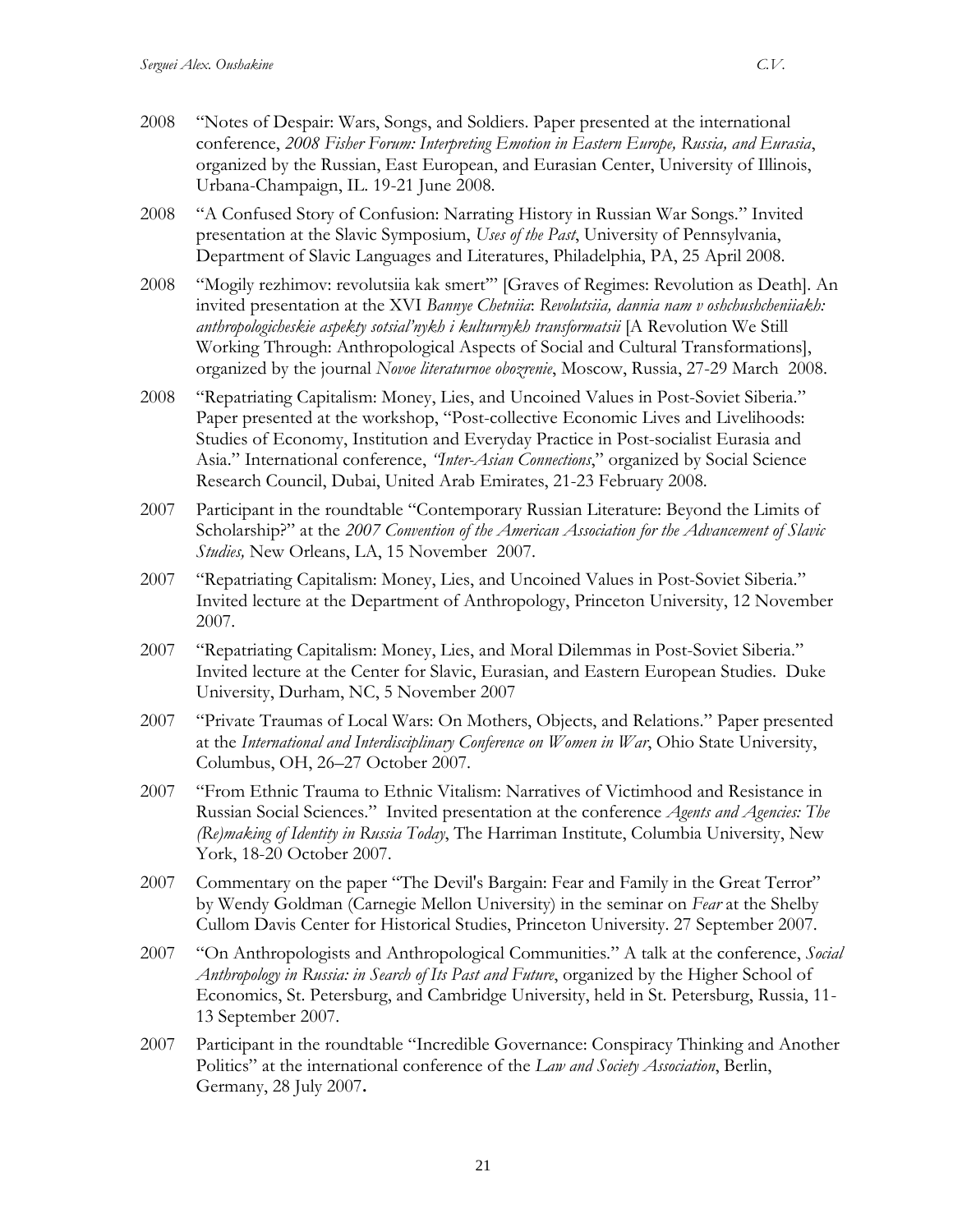2008 "Notes of Despair: Wars, Songs, and Soldiers. Paper presented at the international conference, *2008 Fisher Forum: Interpreting Emotion in Eastern Europe, Russia, and Eurasia*, organized by the Russian, East European, and Eurasian Center, University of Illinois, Urbana-Champaign, IL. 19-21 June 2008.

2008 "A Confused Story of Confusion: Narrating History in Russian War Songs." Invited presentation at the Slavic Symposium, *Uses of the Past*, University of Pennsylvania, Department of Slavic Languages and Literatures, Philadelphia, PA, 25 April 2008.

2008 "Mogily rezhimov: revolutsiia kak smert'" [Graves of Regimes: Revolution as Death]. An invited presentation at the XVI *Bannye Chetniia*: *Revolutsiia, dannia nam v oshchushcheniiakh: anthropologicheskie aspekty sotsial'nykh i kulturnykh transformatsii* [A Revolution We Still Working Through: Anthropological Aspects of Social and Cultural Transformations], organized by the journal *Novoe literaturnoe obozrenie*, Moscow, Russia, 27-29 March 2008.

2008 "Repatriating Capitalism: Money, Lies, and Uncoined Values in Post-Soviet Siberia." Paper presented at the workshop, "Post-collective Economic Lives and Livelihoods: Studies of Economy, Institution and Everyday Practice in Post-socialist Eurasia and Asia." International conference, *"Inter-Asian Connections*," organized by Social Science Research Council, Dubai, United Arab Emirates, 21-23 February 2008.

2007 Participant in the roundtable "Contemporary Russian Literature: Beyond the Limits of Scholarship?" at the *2007 Convention of the American Association for the Advancement of Slavic Studies,* New Orleans, LA, 15 November 2007.

2007 "Repatriating Capitalism: Money, Lies, and Uncoined Values in Post-Soviet Siberia." Invited lecture at the Department of Anthropology, Princeton University, 12 November 2007.

2007 "Repatriating Capitalism: Money, Lies, and Moral Dilemmas in Post-Soviet Siberia." Invited lecture at the Center for Slavic, Eurasian, and Eastern European Studies. Duke University, Durham, NC, 5 November 2007

2007 "Private Traumas of Local Wars: On Mothers, Objects, and Relations." Paper presented at the *International and Interdisciplinary Conference on Women in War*, Ohio State University, Columbus, OH, 26–27 October 2007.

2007 "From Ethnic Trauma to Ethnic Vitalism: Narratives of Victimhood and Resistance in Russian Social Sciences." Invited presentation at the conference *Agents and Agencies: The (Re)making of Identity in Russia Today*, The Harriman Institute, Columbia University, New York, 18-20 October 2007.

2007 Commentary on the paper "The Devil's Bargain: Fear and Family in the Great Terror" by Wendy Goldman (Carnegie Mellon University) in the seminar on *Fear* at the Shelby Cullom Davis Center for Historical Studies, Princeton University. 27 September 2007.

2007 "On Anthropologists and Anthropological Communities." A talk at the conference, *Social Anthropology in Russia: in Search of Its Past and Future*, organized by the Higher School of Economics, St. Petersburg, and Cambridge University, held in St. Petersburg, Russia, 11-13 September 2007.

2007 Participant in the roundtable "Incredible Governance: Conspiracy Thinking and Another Politics" at the international conference of the *Law and Society Association*, Berlin, Germany, 28 July 2007.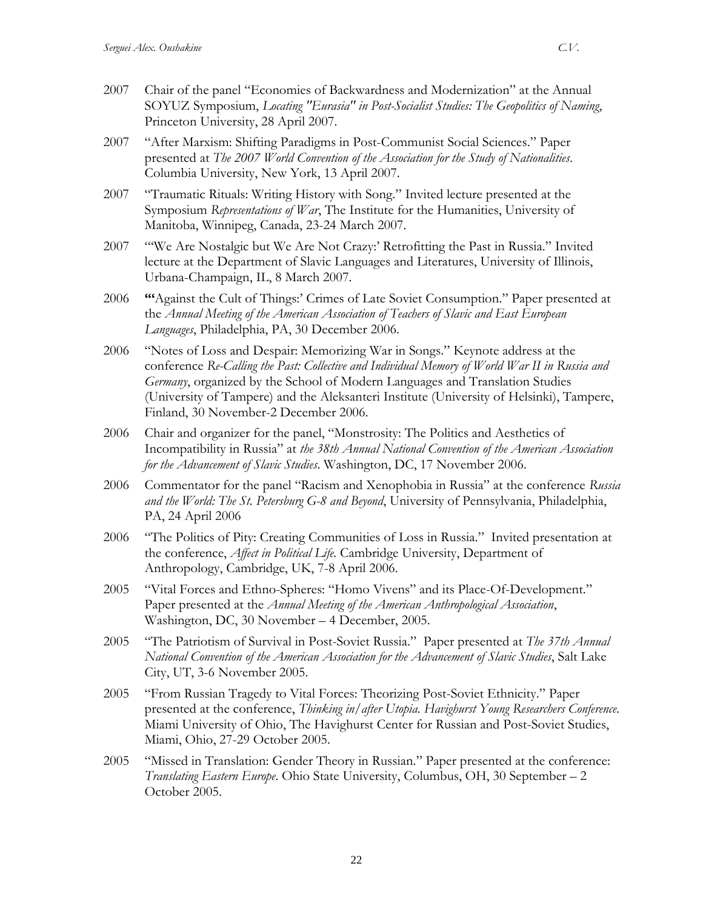2007 Chair of the panel "Economies of Backwardness and Modernization" at the Annual SOYUZ Symposium, *Locating "Eurasia" in Post-Socialist Studies: The Geopolitics of Naming*, Princeton University, 28 April 2007.

2007 "After Marxism: Shifting Paradigms in Post-Communist Social Sciences." Paper presented at *The 2007 World Convention of the Association for the Study of Nationalities*. Columbia University, New York, 13 April 2007.

2007 "Traumatic Rituals: Writing History with Song." Invited lecture presented at the Symposium *Representations of War*, The Institute for the Humanities, University of Manitoba, Winnipeg, Canada, 23-24 March 2007.

2007 "'We Are Nostalgic but We Are Not Crazy:' Retrofitting the Past in Russia." Invited lecture at the Department of Slavic Languages and Literatures, University of Illinois, Urbana-Champaign, IL, 8 March 2007.

2006 **"'**Against the Cult of Things:' Crimes of Late Soviet Consumption." Paper presented at the *Annual Meeting of the American Association of Teachers of Slavic and East European Languages*, Philadelphia, PA, 30 December 2006.

2006 "Notes of Loss and Despair: Memorizing War in Songs." Keynote address at the conference *Re-Calling the Past: Collective and Individual Memory of World War II in Russia and Germany*, organized by the School of Modern Languages and Translation Studies (University of Tampere) and the Aleksanteri Institute (University of Helsinki), Tampere, Finland, 30 November-2 December 2006.

2006 Chair and organizer for the panel, "Monstrosity: The Politics and Aesthetics of Incompatibility in Russia" at *the 38th Annual National Convention of the American Association for the Advancement of Slavic Studies*. Washington, DC, 17 November 2006.

2006 Commentator for the panel "Racism and Xenophobia in Russia" at the conference *Russia and the World: The St. Petersburg G-8 and Beyond*, University of Pennsylvania, Philadelphia, PA, 24 April 2006

2006 "The Politics of Pity: Creating Communities of Loss in Russia." Invited presentation at the conference, *Affect in Political Life.* Cambridge University, Department of Anthropology, Cambridge, UK, 7-8 April 2006.

2005 "Vital Forces and Ethno-Spheres: "Homo Vivens" and its Place-Of-Development." Paper presented at the *Annual Meeting of the American Anthropological Association*, Washington, DC, 30 November – 4 December, 2005.

2005 "The Patriotism of Survival in Post-Soviet Russia." Paper presented at *The 37th Annual National Convention of the American Association for the Advancement of Slavic Studies*, Salt Lake City, UT, 3-6 November 2005.

2005 "From Russian Tragedy to Vital Forces: Theorizing Post-Soviet Ethnicity." Paper presented at the conference, *Thinking in/after Utopia. Havighurst Young Researchers Conference.* Miami University of Ohio, The Havighurst Center for Russian and Post-Soviet Studies, Miami, Ohio, 27-29 October 2005.

2005 "Missed in Translation: Gender Theory in Russian." Paper presented at the conference: *Translating Eastern Europe*. Ohio State University, Columbus, OH, 30 September – 2 October 2005.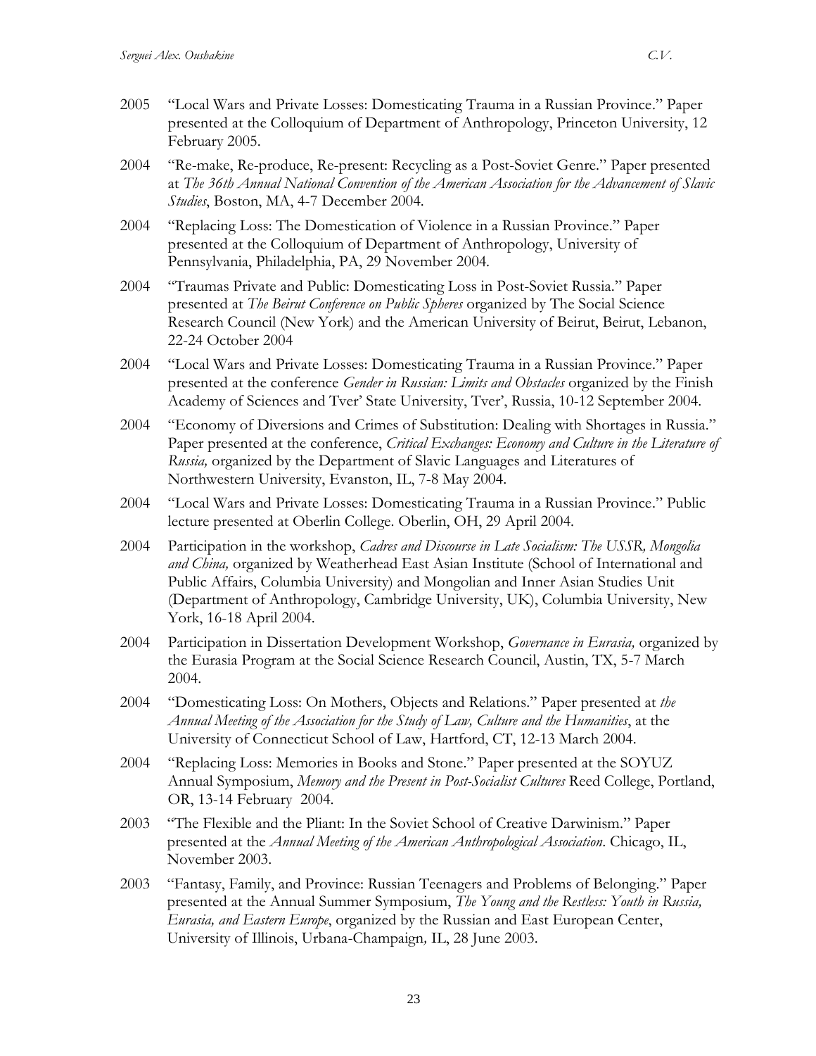2005 "Local Wars and Private Losses: Domesticating Trauma in a Russian Province." Paper presented at the Colloquium of Department of Anthropology, Princeton University, 12 February 2005.

2004 "Re-make, Re-produce, Re-present: Recycling as a Post-Soviet Genre." Paper presented at *The 36th Annual National Convention of the American Association for the Advancement of Slavic Studies*, Boston, MA, 4-7 December 2004.

2004 "Replacing Loss: The Domestication of Violence in a Russian Province." Paper presented at the Colloquium of Department of Anthropology, University of Pennsylvania, Philadelphia, PA, 29 November 2004.

2004 "Traumas Private and Public: Domesticating Loss in Post-Soviet Russia." Paper presented at *The Beirut Conference on Public Spheres* organized by The Social Science Research Council (New York) and the American University of Beirut, Beirut, Lebanon, 22-24 October 2004

2004 "Local Wars and Private Losses: Domesticating Trauma in a Russian Province." Paper presented at the conference *Gender in Russian: Limits and Obstacles* organized by the Finish Academy of Sciences and Tver' State University, Tver', Russia, 10-12 September 2004.

2004 "Economy of Diversions and Crimes of Substitution: Dealing with Shortages in Russia." Paper presented at the conference, *Critical Exchanges: Economy and Culture in the Literature of Russia,* organized by the Department of Slavic Languages and Literatures of Northwestern University, Evanston, IL, 7-8 May 2004.

2004 "Local Wars and Private Losses: Domesticating Trauma in a Russian Province." Public lecture presented at Oberlin College. Oberlin, OH, 29 April 2004.

2004 Participation in the workshop, *Cadres and Discourse in Late Socialism: The USSR, Mongolia and China,* organized by Weatherhead East Asian Institute (School of International and Public Affairs, Columbia University) and Mongolian and Inner Asian Studies Unit (Department of Anthropology, Cambridge University, UK), Columbia University, New York, 16-18 April 2004.

2004 Participation in Dissertation Development Workshop, *Governance in Eurasia,* organized by the Eurasia Program at the Social Science Research Council, Austin, TX, 5-7 March 2004.

2004 "Domesticating Loss: On Mothers, Objects and Relations." Paper presented at *the Annual Meeting of the Association for the Study of Law, Culture and the Humanities*, at the University of Connecticut School of Law, Hartford, CT, 12-13 March 2004.

2004 "Replacing Loss: Memories in Books and Stone." Paper presented at the SOYUZ Annual Symposium, *Memory and the Present in Post-Socialist Cultures* Reed College, Portland, OR, 13-14 February 2004.

2003 "The Flexible and the Pliant: In the Soviet School of Creative Darwinism." Paper presented at the *Annual Meeting of the American Anthropological Association*. Chicago, IL, November 2003.

2003 "Fantasy, Family, and Province: Russian Teenagers and Problems of Belonging." Paper presented at the Annual Summer Symposium, *The Young and the Restless: Youth in Russia, Eurasia, and Eastern Europe*, organized by the Russian and East European Center, University of Illinois, Urbana-Champaign, IL, 28 June 2003.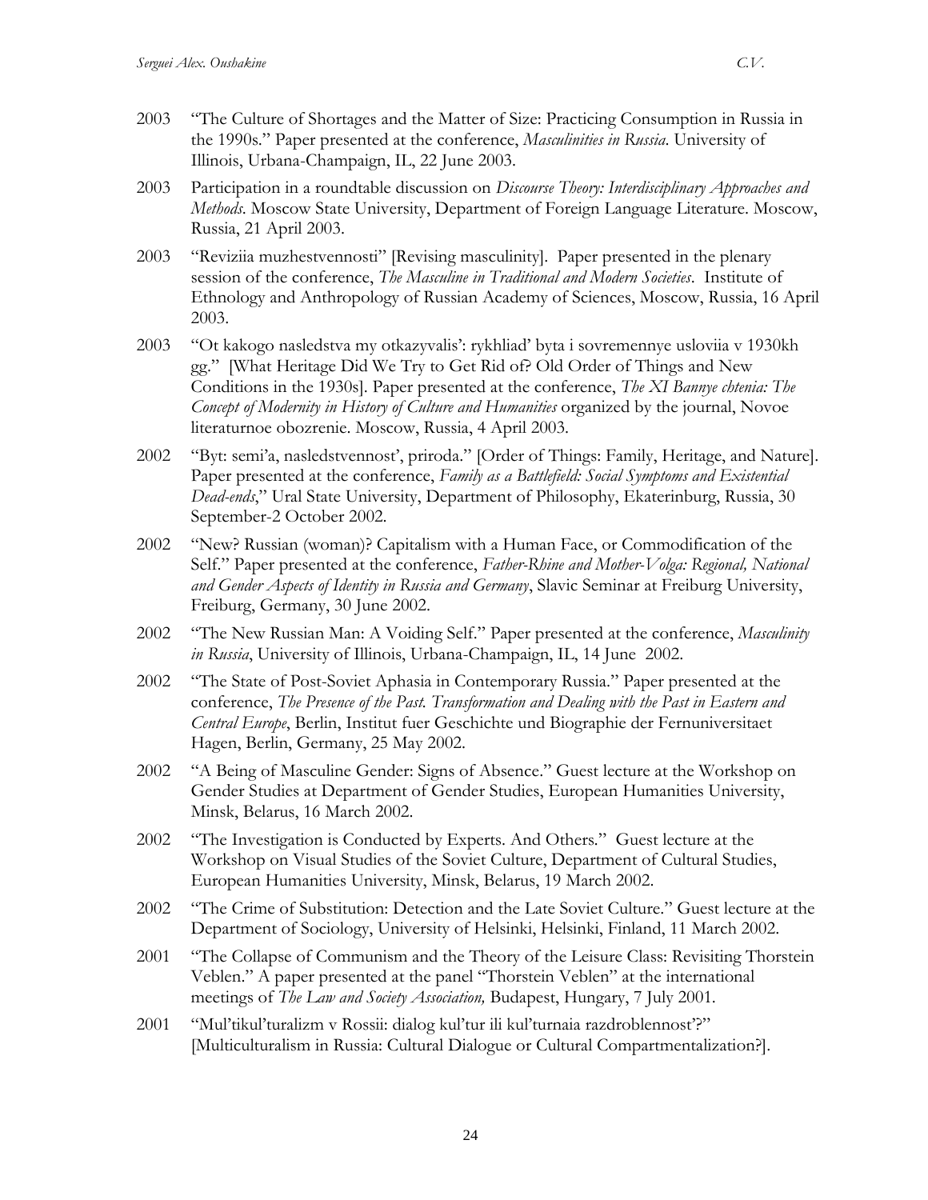2003 "The Culture of Shortages and the Matter of Size: Practicing Consumption in Russia in the 1990s." Paper presented at the conference, *Masculinities in Russia*. University of Illinois, Urbana-Champaign, IL, 22 June 2003.

2003 Participation in a roundtable discussion on *Discourse Theory: Interdisciplinary Approaches and Methods*. Moscow State University, Department of Foreign Language Literature. Moscow, Russia, 21 April 2003.

2003 "Reviziia muzhestvennosti" [Revising masculinity]. Paper presented in the plenary session of the conference, *The Masculine in Traditional and Modern Societies*. Institute of Ethnology and Anthropology of Russian Academy of Sciences, Moscow, Russia, 16 April 2003.

2003 "Ot kakogo nasledstva my otkazyvalis': rykhliad' byta i sovremennye usloviia v 1930kh gg." [What Heritage Did We Try to Get Rid of? Old Order of Things and New Conditions in the 1930s]. Paper presented at the conference, *The XI Bannye chtenia: The Concept of Modernity in History of Culture and Humanities* organized by the journal, Novoe literaturnoe obozrenie. Moscow, Russia, 4 April 2003.

2002 "Byt: semi'a, nasledstvennost', priroda." [Order of Things: Family, Heritage, and Nature]. Paper presented at the conference, *Family as a Battlefield: Social Symptoms and Existential Dead-ends*," Ural State University, Department of Philosophy, Ekaterinburg, Russia, 30 September-2 October 2002.

2002 "New? Russian (woman)? Capitalism with a Human Face, or Commodification of the Self." Paper presented at the conference, *Father-Rhine and Mother-Volga: Regional, National and Gender Aspects of Identity in Russia and Germany*, Slavic Seminar at Freiburg University, Freiburg, Germany, 30 June 2002.

2002 "The New Russian Man: A Voiding Self." Paper presented at the conference, *Masculinity in Russia*, University of Illinois, Urbana-Champaign, IL, 14 June 2002.

2002 "The State of Post-Soviet Aphasia in Contemporary Russia." Paper presented at the conference, *The Presence of the Past. Transformation and Dealing with the Past in Eastern and Central Europe*, Berlin, Institut fuer Geschichte und Biographie der Fernuniversitaet Hagen, Berlin, Germany, 25 May 2002.

2002 "A Being of Masculine Gender: Signs of Absence." Guest lecture at the Workshop on Gender Studies at Department of Gender Studies, European Humanities University, Minsk, Belarus, 16 March 2002.

2002 "The Investigation is Conducted by Experts. And Others." Guest lecture at the Workshop on Visual Studies of the Soviet Culture, Department of Cultural Studies, European Humanities University, Minsk, Belarus, 19 March 2002.

2002 "The Crime of Substitution: Detection and the Late Soviet Culture." Guest lecture at the Department of Sociology, University of Helsinki, Helsinki, Finland, 11 March 2002.

2001 "The Collapse of Communism and the Theory of the Leisure Class: Revisiting Thorstein Veblen." A paper presented at the panel "Thorstein Veblen" at the international meetings of *The Law and Society Association,* Budapest, Hungary, 7 July 2001.

2001 "Mul'tikul'turalizm v Rossii: dialog kul'tur ili kul'turnaia razdroblennost'?" [Multiculturalism in Russia: Cultural Dialogue or Cultural Compartmentalization?].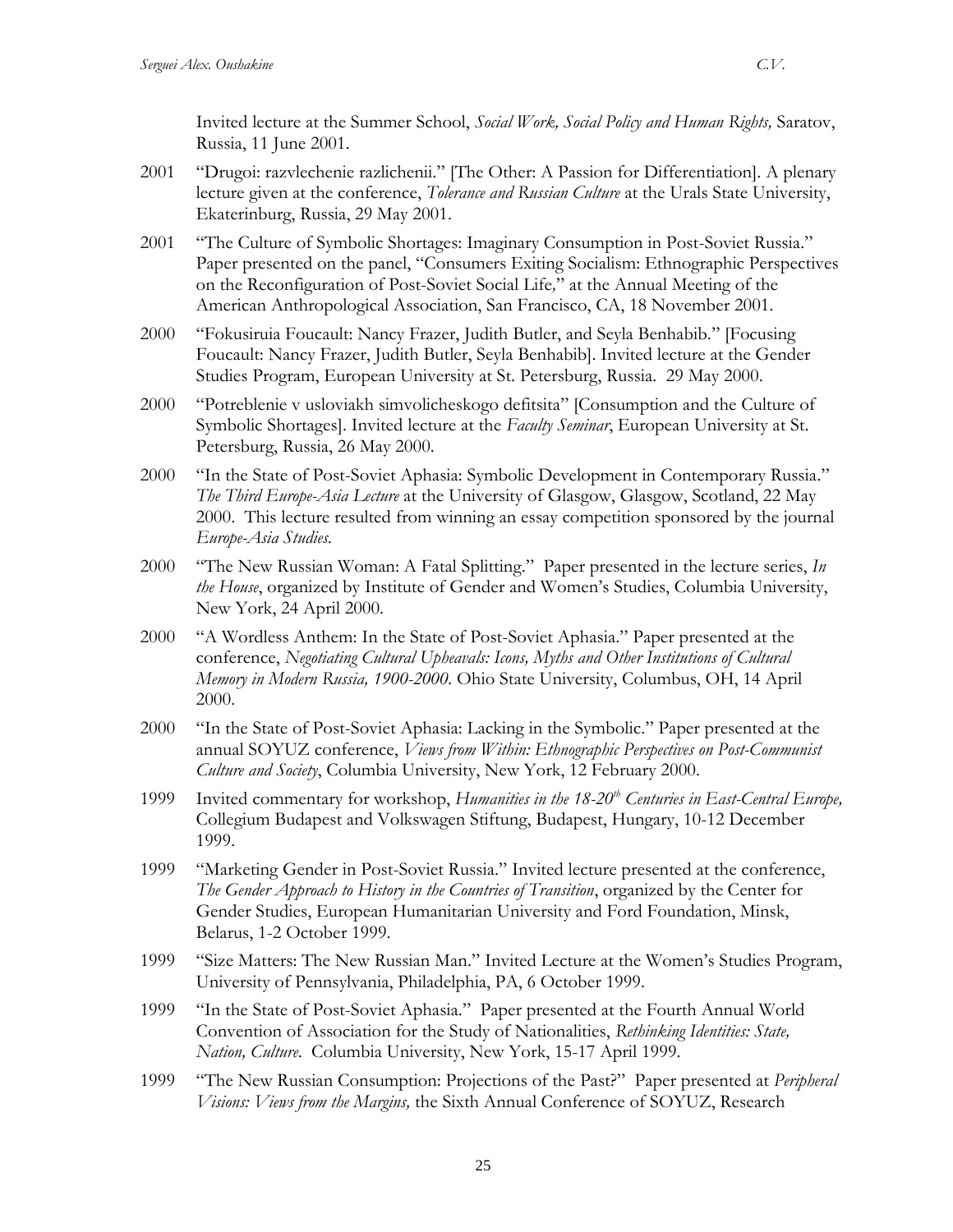Invited lecture at the Summer School, *Social Work, Social Policy and Human Rights,* Saratov, Russia, 11 June 2001.

2001 "Drugoi: razvlechenie razlichenii." [The Other: A Passion for Differentiation]. A plenary lecture given at the conference, *Tolerance and Russian Culture* at the Urals State University, Ekaterinburg, Russia, 29 May 2001.

2001 "The Culture of Symbolic Shortages: Imaginary Consumption in Post-Soviet Russia." Paper presented on the panel, "Consumers Exiting Socialism: Ethnographic Perspectives on the Reconfiguration of Post-Soviet Social Life," at the Annual Meeting of the American Anthropological Association, San Francisco, CA, 18 November 2001.

2000 "Fokusiruia Foucault: Nancy Frazer, Judith Butler, and Seyla Benhabib." [Focusing Foucault: Nancy Frazer, Judith Butler, Seyla Benhabib]. Invited lecture at the Gender Studies Program, European University at St. Petersburg, Russia. 29 May 2000.

2000 "Potreblenie v usloviakh simvolicheskogo defitsita" [Consumption and the Culture of Symbolic Shortages]. Invited lecture at the *Faculty Seminar*, European University at St. Petersburg, Russia, 26 May 2000.

2000 "In the State of Post-Soviet Aphasia: Symbolic Development in Contemporary Russia." *The Third Europe-Asia Lecture* at the University of Glasgow, Glasgow, Scotland, 22 May 2000. This lecture resulted from winning an essay competition sponsored by the journal *Europe-Asia Studies*.

2000 "The New Russian Woman: A Fatal Splitting." Paper presented in the lecture series, *In the House*, organized by Institute of Gender and Women's Studies, Columbia University, New York, 24 April 2000.

2000 "A Wordless Anthem: In the State of Post-Soviet Aphasia." Paper presented at the conference, *Negotiating Cultural Upheavals: Icons, Myths and Other Institutions of Cultural Memory in Modern Russia, 1900-2000*. Ohio State University, Columbus, OH, 14 April 2000.

2000 "In the State of Post-Soviet Aphasia: Lacking in the Symbolic." Paper presented at the annual SOYUZ conference, *Views from Within: Ethnographic Perspectives on Post-Communist Culture and Society*, Columbia University, New York, 12 February 2000.

1999 Invited commentary for workshop, *Humanities in the 18-20th Centuries in East-Central Europe,* Collegium Budapest and Volkswagen Stiftung, Budapest, Hungary, 10-12 December 1999.

1999 "Marketing Gender in Post-Soviet Russia." Invited lecture presented at the conference, *The Gender Approach to History in the Countries of Transition*, organized by the Center for Gender Studies, European Humanitarian University and Ford Foundation, Minsk, Belarus, 1-2 October 1999.

1999 "Size Matters: The New Russian Man." Invited Lecture at the Women's Studies Program, University of Pennsylvania, Philadelphia, PA, 6 October 1999.

1999 "In the State of Post-Soviet Aphasia." Paper presented at the Fourth Annual World Convention of Association for the Study of Nationalities, *Rethinking Identities: State, Nation, Culture.* Columbia University, New York, 15-17 April 1999.

1999 "The New Russian Consumption: Projections of the Past?" Paper presented at *Peripheral Visions: Views from the Margins,* the Sixth Annual Conference of SOYUZ, Research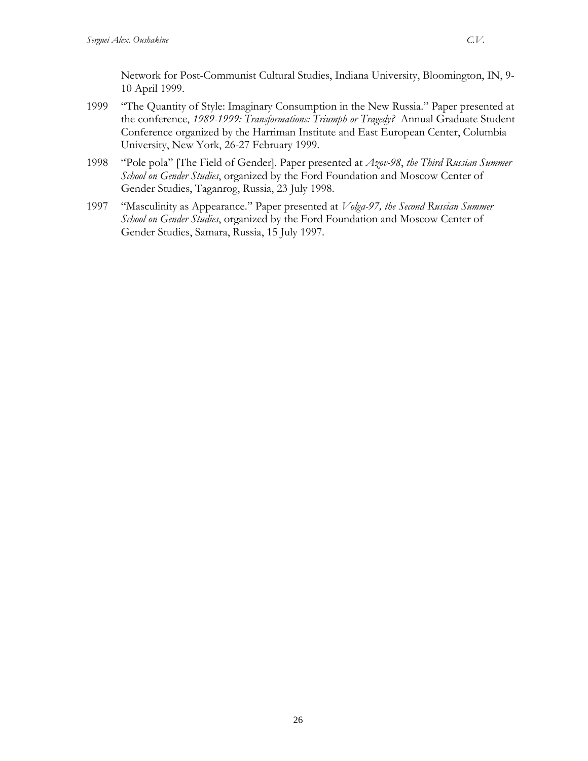Network for Post-Communist Cultural Studies, Indiana University, Bloomington, IN, 9-10 April 1999.

1999 "The Quantity of Style: Imaginary Consumption in the New Russia." Paper presented at the conference, *1989-1999: Transformations: Triumph or Tragedy?* Annual Graduate Student Conference organized by the Harriman Institute and East European Center, Columbia University, New York, 26-27 February 1999.

1998 "Pole pola" [The Field of Gender]. Paper presented at *Azov-98*, *the Third Russian Summer School on Gender Studies*, organized by the Ford Foundation and Moscow Center of Gender Studies, Taganrog, Russia, 23 July 1998.

1997 "Masculinity as Appearance." Paper presented at *Volga-97, the Second Russian Summer School on Gender Studies*, organized by the Ford Foundation and Moscow Center of Gender Studies, Samara, Russia, 15 July 1997.